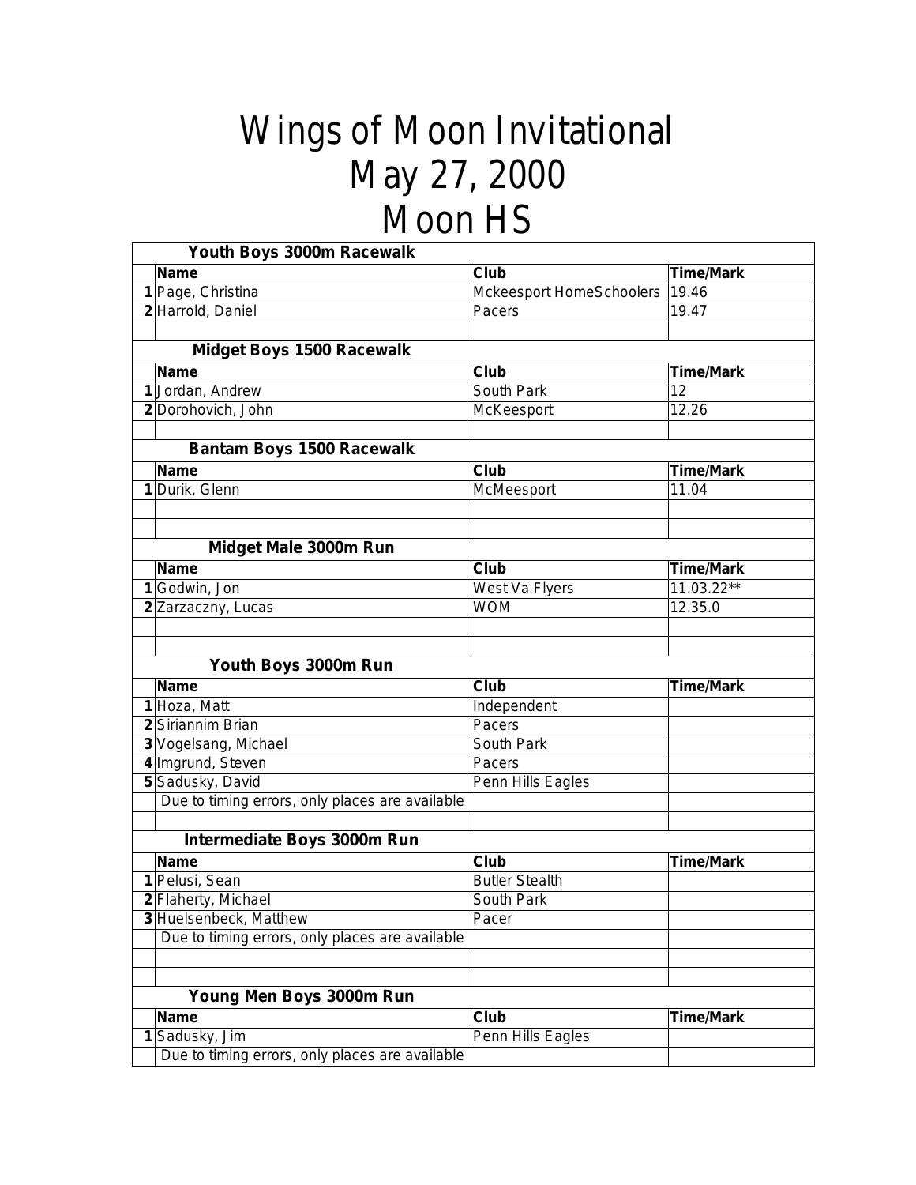# Wings of Moon Invitational
# May 27, 2000
# Moon HS

| | **Youth Boys 3000m Racewalk** | | |
|---|---|---|---|
| | **Name** | **Club** | **Time/Mark** |
| 1 | Page, Christina | Mckeesport HomeSchoolers | 19.46 |
| 2 | Harrold, Daniel | Pacers | 19.47 |
| | | | |
| | **Midget Boys 1500 Racewalk** | | |
| | **Name** | **Club** | **Time/Mark** |
| 1 | Jordan, Andrew | South Park | 12 |
| 2 | Dorohovich, John | McKeesport | 12.26 |
| | | | |
| | **Bantam Boys 1500 Racewalk** | | |
| | **Name** | **Club** | **Time/Mark** |
| 1 | Durik, Glenn | McMeesport | 11.04 |
| | | | |
| | | | |
| | **Midget Male 3000m Run** | | |
| | **Name** | **Club** | **Time/Mark** |
| 1 | Godwin, Jon | West Va Flyers | 11.03.22** |
| 2 | Zarzaczny, Lucas | WOM | 12.35.0 |
| | | | |
| | | | |
| | **Youth Boys 3000m Run** | | |
| | **Name** | **Club** | **Time/Mark** |
| 1 | Hoza, Matt | Independent | |
| 2 | Siriannim Brian | Pacers | |
| 3 | Vogelsang, Michael | South Park | |
| 4 | Imgrund, Steven | Pacers | |
| 5 | Sadusky, David | Penn Hills Eagles | |
| | Due to timing errors, only places are available | | |
| | | | |
| | **Intermediate Boys 3000m Run** | | |
| | **Name** | **Club** | **Time/Mark** |
| 1 | Pelusi, Sean | Butler Stealth | |
| 2 | Flaherty, Michael | South Park | |
| 3 | Huelsenbeck, Matthew | Pacer | |
| | Due to timing errors, only places are available | | |
| | | | |
| | | | |
| | **Young Men Boys 3000m Run** | | |
| | **Name** | **Club** | **Time/Mark** |
| 1 | Sadusky, Jim | Penn Hills Eagles | |
| | Due to timing errors, only places are available | | |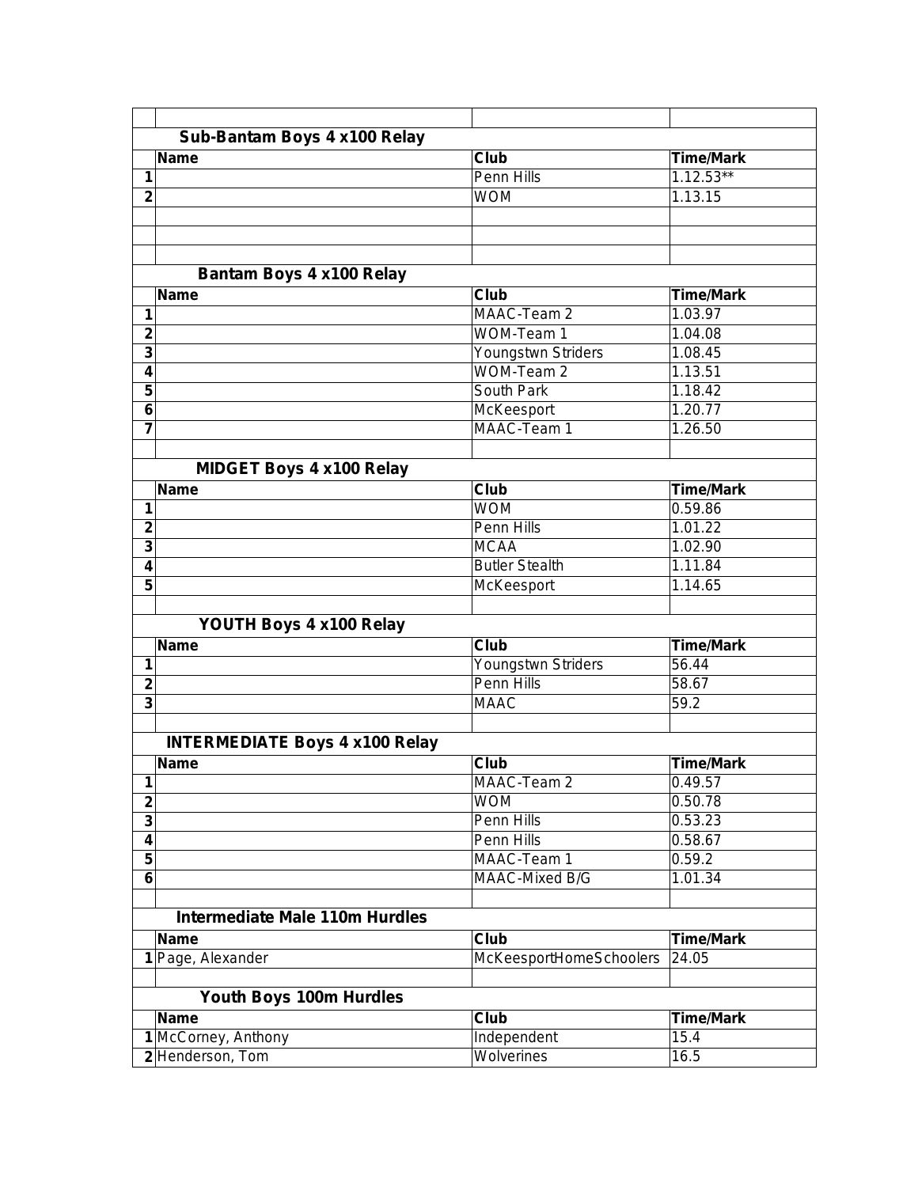### Sub-Bantam Boys 4 x100 Relay

| | Name | Club | Time/Mark |
|---|---|---|---|
| 1 | | Penn Hills | 1.12.53** |
| 2 | | WOM | 1.13.15 |

### Bantam Boys 4 x100 Relay

| | Name | Club | Time/Mark |
|---|---|---|---|
| 1 | | MAAC-Team 2 | 1.03.97 |
| 2 | | WOM-Team 1 | 1.04.08 |
| 3 | | Youngstwn Striders | 1.08.45 |
| 4 | | WOM-Team 2 | 1.13.51 |
| 5 | | South Park | 1.18.42 |
| 6 | | McKeesport | 1.20.77 |
| 7 | | MAAC-Team 1 | 1.26.50 |

### MIDGET Boys 4 x100 Relay

| | Name | Club | Time/Mark |
|---|---|---|---|
| 1 | | WOM | 0.59.86 |
| 2 | | Penn Hills | 1.01.22 |
| 3 | | MCAA | 1.02.90 |
| 4 | | Butler Stealth | 1.11.84 |
| 5 | | McKeesport | 1.14.65 |

### YOUTH Boys 4 x100 Relay

| | Name | Club | Time/Mark |
|---|---|---|---|
| 1 | | Youngstwn Striders | 56.44 |
| 2 | | Penn Hills | 58.67 |
| 3 | | MAAC | 59.2 |

### INTERMEDIATE Boys 4 x100 Relay

| | Name | Club | Time/Mark |
|---|---|---|---|
| 1 | | MAAC-Team 2 | 0.49.57 |
| 2 | | WOM | 0.50.78 |
| 3 | | Penn Hills | 0.53.23 |
| 4 | | Penn Hills | 0.58.67 |
| 5 | | MAAC-Team 1 | 0.59.2 |
| 6 | | MAAC-Mixed B/G | 1.01.34 |

### Intermediate Male 110m Hurdles

| | Name | Club | Time/Mark |
|---|---|---|---|
| 1 | Page, Alexander | McKeesportHomeSchoolers | 24.05 |

### Youth Boys 100m Hurdles

| | Name | Club | Time/Mark |
|---|---|---|---|
| 1 | McCorney, Anthony | Independent | 15.4 |
| 2 | Henderson, Tom | Wolverines | 16.5 |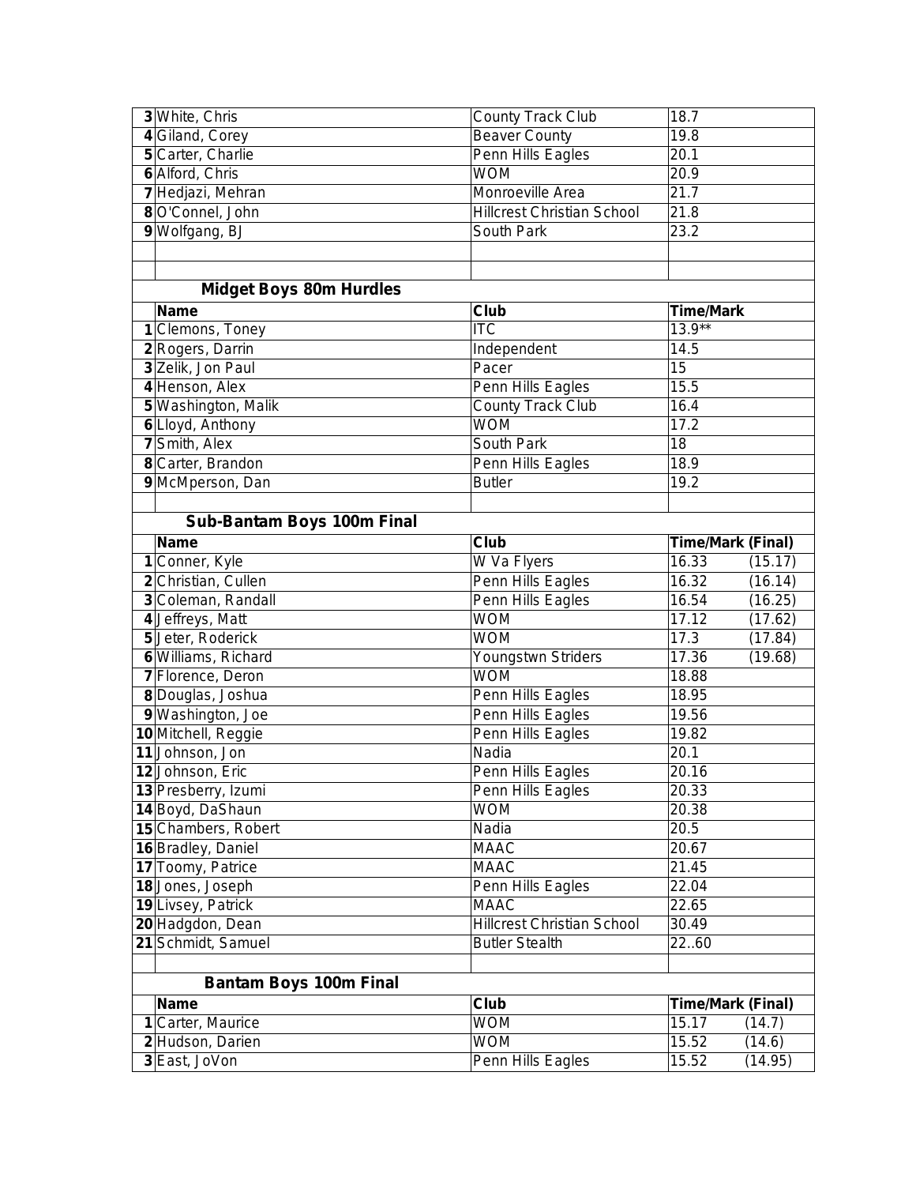| | Name | Club | Time/Mark |
|---|---|---|---|
| 3 | White, Chris | County Track Club | 18.7 |
| 4 | Giland, Corey | Beaver County | 19.8 |
| 5 | Carter, Charlie | Penn Hills Eagles | 20.1 |
| 6 | Alford, Chris | WOM | 20.9 |
| 7 | Hedjazi, Mehran | Monroeville Area | 21.7 |
| 8 | O'Connel, John | Hillcrest Christian School | 21.8 |
| 9 | Wolfgang, BJ | South Park | 23.2 |

### Midget Boys 80m Hurdles

| | Name | Club | Time/Mark |
|---|---|---|---|
| 1 | Clemons, Toney | ITC | 13.9** |
| 2 | Rogers, Darrin | Independent | 14.5 |
| 3 | Zelik, Jon Paul | Pacer | 15 |
| 4 | Henson, Alex | Penn Hills Eagles | 15.5 |
| 5 | Washington, Malik | County Track Club | 16.4 |
| 6 | Lloyd, Anthony | WOM | 17.2 |
| 7 | Smith, Alex | South Park | 18 |
| 8 | Carter, Brandon | Penn Hills Eagles | 18.9 |
| 9 | McMperson, Dan | Butler | 19.2 |

### Sub-Bantam Boys 100m Final

| | Name | Club | Time/Mark | (Final) |
|---|---|---|---|---|
| 1 | Conner, Kyle | W Va Flyers | 16.33 | (15.17) |
| 2 | Christian, Cullen | Penn Hills Eagles | 16.32 | (16.14) |
| 3 | Coleman, Randall | Penn Hills Eagles | 16.54 | (16.25) |
| 4 | Jeffreys, Matt | WOM | 17.12 | (17.62) |
| 5 | Jeter, Roderick | WOM | 17.3 | (17.84) |
| 6 | Williams, Richard | Youngstwn Striders | 17.36 | (19.68) |
| 7 | Florence, Deron | WOM | 18.88 | |
| 8 | Douglas, Joshua | Penn Hills Eagles | 18.95 | |
| 9 | Washington, Joe | Penn Hills Eagles | 19.56 | |
| 10 | Mitchell, Reggie | Penn Hills Eagles | 19.82 | |
| 11 | Johnson, Jon | Nadia | 20.1 | |
| 12 | Johnson, Eric | Penn Hills Eagles | 20.16 | |
| 13 | Presberry, Izumi | Penn Hills Eagles | 20.33 | |
| 14 | Boyd, DaShaun | WOM | 20.38 | |
| 15 | Chambers, Robert | Nadia | 20.5 | |
| 16 | Bradley, Daniel | MAAC | 20.67 | |
| 17 | Toomy, Patrice | MAAC | 21.45 | |
| 18 | Jones, Joseph | Penn Hills Eagles | 22.04 | |
| 19 | Livsey, Patrick | MAAC | 22.65 | |
| 20 | Hadgdon, Dean | Hillcrest Christian School | 30.49 | |
| 21 | Schmidt, Samuel | Butler Stealth | 22..60 | |

### Bantam Boys 100m Final

| | Name | Club | Time/Mark | (Final) |
|---|---|---|---|---|
| 1 | Carter, Maurice | WOM | 15.17 | (14.7) |
| 2 | Hudson, Darien | WOM | 15.52 | (14.6) |
| 3 | East, JoVon | Penn Hills Eagles | 15.52 | (14.95) |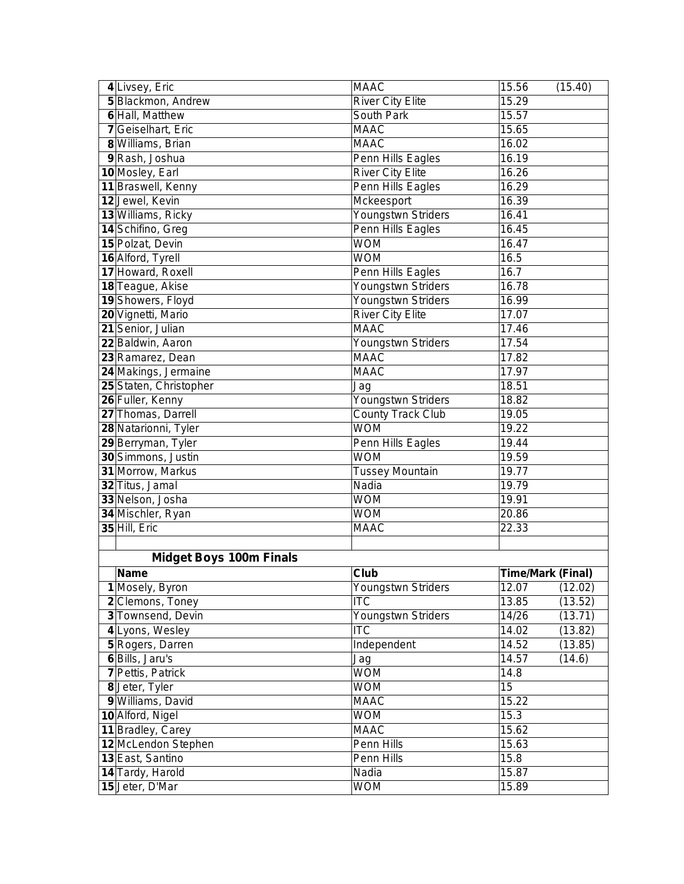| | | | |
|---|---|---|---|
| 4 | Livsey, Eric | MAAC | 15.56 (15.40) |
| 5 | Blackmon, Andrew | River City Elite | 15.29 |
| 6 | Hall, Matthew | South Park | 15.57 |
| 7 | Geiselhart, Eric | MAAC | 15.65 |
| 8 | Williams, Brian | MAAC | 16.02 |
| 9 | Rash, Joshua | Penn Hills Eagles | 16.19 |
| 10 | Mosley, Earl | River City Elite | 16.26 |
| 11 | Braswell, Kenny | Penn Hills Eagles | 16.29 |
| 12 | Jewel, Kevin | Mckeesport | 16.39 |
| 13 | Williams, Ricky | Youngstwn Striders | 16.41 |
| 14 | Schifino, Greg | Penn Hills Eagles | 16.45 |
| 15 | Polzat, Devin | WOM | 16.47 |
| 16 | Alford, Tyrell | WOM | 16.5 |
| 17 | Howard, Roxell | Penn Hills Eagles | 16.7 |
| 18 | Teague, Akise | Youngstwn Striders | 16.78 |
| 19 | Showers, Floyd | Youngstwn Striders | 16.99 |
| 20 | Vignetti, Mario | River City Elite | 17.07 |
| 21 | Senior, Julian | MAAC | 17.46 |
| 22 | Baldwin, Aaron | Youngstwn Striders | 17.54 |
| 23 | Ramarez, Dean | MAAC | 17.82 |
| 24 | Makings, Jermaine | MAAC | 17.97 |
| 25 | Staten, Christopher | Jag | 18.51 |
| 26 | Fuller, Kenny | Youngstwn Striders | 18.82 |
| 27 | Thomas, Darrell | County Track Club | 19.05 |
| 28 | Natarionni, Tyler | WOM | 19.22 |
| 29 | Berryman, Tyler | Penn Hills Eagles | 19.44 |
| 30 | Simmons, Justin | WOM | 19.59 |
| 31 | Morrow, Markus | Tussey Mountain | 19.77 |
| 32 | Titus, Jamal | Nadia | 19.79 |
| 33 | Nelson, Josha | WOM | 19.91 |
| 34 | Mischler, Ryan | WOM | 20.86 |
| 35 | Hill, Eric | MAAC | 22.33 |

**Midget Boys 100m Finals**

| | Name | Club | Time/Mark (Final) |
|---|---|---|---|
| 1 | Mosely, Byron | Youngstwn Striders | 12.07 (12.02) |
| 2 | Clemons, Toney | ITC | 13.85 (13.52) |
| 3 | Townsend, Devin | Youngstwn Striders | 14/26 (13.71) |
| 4 | Lyons, Wesley | ITC | 14.02 (13.82) |
| 5 | Rogers, Darren | Independent | 14.52 (13.85) |
| 6 | Bills, Jaru's | Jag | 14.57 (14.6) |
| 7 | Pettis, Patrick | WOM | 14.8 |
| 8 | Jeter, Tyler | WOM | 15 |
| 9 | Williams, David | MAAC | 15.22 |
| 10 | Alford, Nigel | WOM | 15.3 |
| 11 | Bradley, Carey | MAAC | 15.62 |
| 12 | McLendon Stephen | Penn Hills | 15.63 |
| 13 | East, Santino | Penn Hills | 15.8 |
| 14 | Tardy, Harold | Nadia | 15.87 |
| 15 | Jeter, D'Mar | WOM | 15.89 |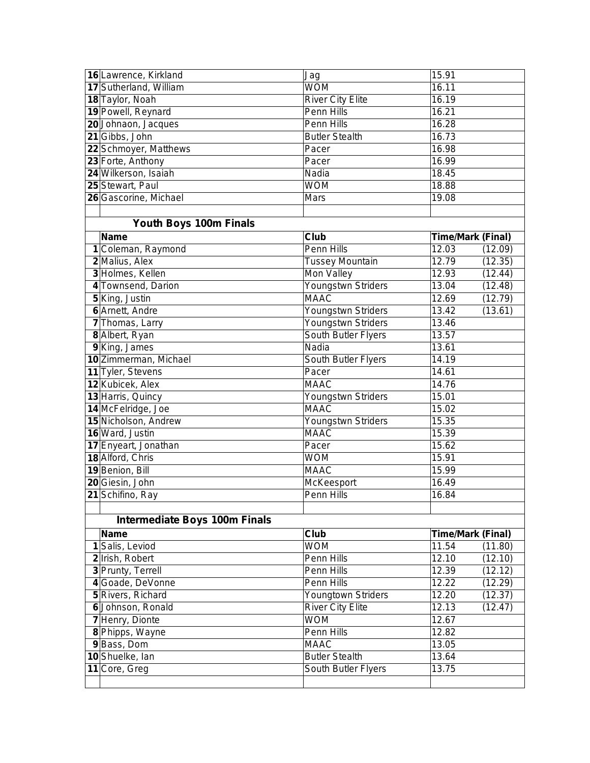| | | | |
|---|---|---|---|
| 16 | Lawrence, Kirkland | Jag | 15.91 |
| 17 | Sutherland, William | WOM | 16.11 |
| 18 | Taylor, Noah | River City Elite | 16.19 |
| 19 | Powell, Reynard | Penn Hills | 16.21 |
| 20 | Johnaon, Jacques | Penn Hills | 16.28 |
| 21 | Gibbs, John | Butler Stealth | 16.73 |
| 22 | Schmoyer, Matthews | Pacer | 16.98 |
| 23 | Forte, Anthony | Pacer | 16.99 |
| 24 | Wilkerson, Isaiah | Nadia | 18.45 |
| 25 | Stewart, Paul | WOM | 18.88 |
| 26 | Gascorine, Michael | Mars | 19.08 |

## Youth Boys 100m Finals

| | Name | Club | Time/Mark | (Final) |
|---|---|---|---|---|
| 1 | Coleman, Raymond | Penn Hills | 12.03 | (12.09) |
| 2 | Malius, Alex | Tussey Mountain | 12.79 | (12.35) |
| 3 | Holmes, Kellen | Mon Valley | 12.93 | (12.44) |
| 4 | Townsend, Darion | Youngstwn Striders | 13.04 | (12.48) |
| 5 | King, Justin | MAAC | 12.69 | (12.79) |
| 6 | Arnett, Andre | Youngstwn Striders | 13.42 | (13.61) |
| 7 | Thomas, Larry | Youngstwn Striders | 13.46 | |
| 8 | Albert, Ryan | South Butler Flyers | 13.57 | |
| 9 | King, James | Nadia | 13.61 | |
| 10 | Zimmerman, Michael | South Butler Flyers | 14.19 | |
| 11 | Tyler, Stevens | Pacer | 14.61 | |
| 12 | Kubicek, Alex | MAAC | 14.76 | |
| 13 | Harris, Quincy | Youngstwn Striders | 15.01 | |
| 14 | McFelridge, Joe | MAAC | 15.02 | |
| 15 | Nicholson, Andrew | Youngstwn Striders | 15.35 | |
| 16 | Ward, Justin | MAAC | 15.39 | |
| 17 | Enyeart, Jonathan | Pacer | 15.62 | |
| 18 | Alford, Chris | WOM | 15.91 | |
| 19 | Benion, Bill | MAAC | 15.99 | |
| 20 | Giesin, John | McKeesport | 16.49 | |
| 21 | Schifino, Ray | Penn Hills | 16.84 | |

## Intermediate Boys 100m Finals

| | Name | Club | Time/Mark | (Final) |
|---|---|---|---|---|
| 1 | Salis, Leviod | WOM | 11.54 | (11.80) |
| 2 | Irish, Robert | Penn Hills | 12.10 | (12.10) |
| 3 | Prunty, Terrell | Penn Hills | 12.39 | (12.12) |
| 4 | Goade, DeVonne | Penn Hills | 12.22 | (12.29) |
| 5 | Rivers, Richard | Youngtown Striders | 12.20 | (12.37) |
| 6 | Johnson, Ronald | River City Elite | 12.13 | (12.47) |
| 7 | Henry, Dionte | WOM | 12.67 | |
| 8 | Phipps, Wayne | Penn Hills | 12.82 | |
| 9 | Bass, Dom | MAAC | 13.05 | |
| 10 | Shuelke, Ian | Butler Stealth | 13.64 | |
| 11 | Core, Greg | South Butler Flyers | 13.75 | |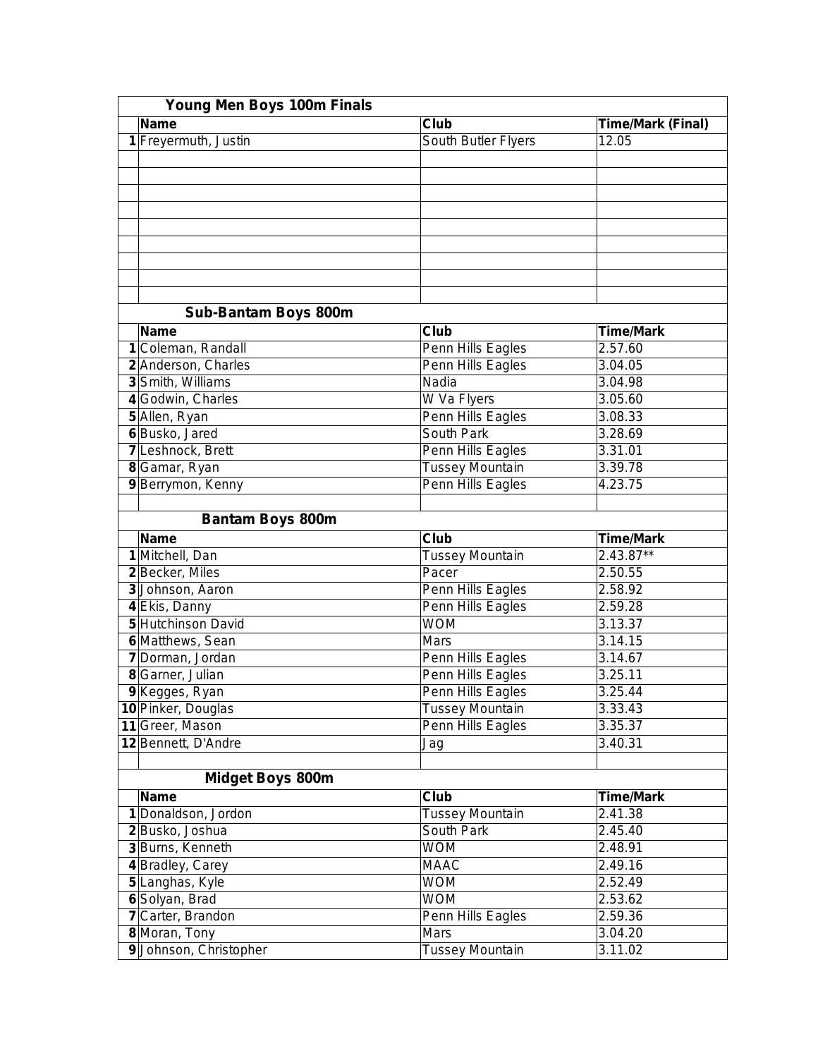### Young Men Boys 100m Finals

| | Name | Club | Time/Mark (Final) |
|---|---|---|---|
| 1 | Freyermuth, Justin | South Butler Flyers | 12.05 |

### Sub-Bantam Boys 800m

| | Name | Club | Time/Mark |
|---|---|---|---|
| 1 | Coleman, Randall | Penn Hills Eagles | 2.57.60 |
| 2 | Anderson, Charles | Penn Hills Eagles | 3.04.05 |
| 3 | Smith, Williams | Nadia | 3.04.98 |
| 4 | Godwin, Charles | W Va Flyers | 3.05.60 |
| 5 | Allen, Ryan | Penn Hills Eagles | 3.08.33 |
| 6 | Busko, Jared | South Park | 3.28.69 |
| 7 | Leshnock, Brett | Penn Hills Eagles | 3.31.01 |
| 8 | Gamar, Ryan | Tussey Mountain | 3.39.78 |
| 9 | Berrymon, Kenny | Penn Hills Eagles | 4.23.75 |

### Bantam Boys 800m

| | Name | Club | Time/Mark |
|---|---|---|---|
| 1 | Mitchell, Dan | Tussey Mountain | 2.43.87** |
| 2 | Becker, Miles | Pacer | 2.50.55 |
| 3 | Johnson, Aaron | Penn Hills Eagles | 2.58.92 |
| 4 | Ekis, Danny | Penn Hills Eagles | 2.59.28 |
| 5 | Hutchinson David | WOM | 3.13.37 |
| 6 | Matthews, Sean | Mars | 3.14.15 |
| 7 | Dorman, Jordan | Penn Hills Eagles | 3.14.67 |
| 8 | Garner, Julian | Penn Hills Eagles | 3.25.11 |
| 9 | Kegges, Ryan | Penn Hills Eagles | 3.25.44 |
| 10 | Pinker, Douglas | Tussey Mountain | 3.33.43 |
| 11 | Greer, Mason | Penn Hills Eagles | 3.35.37 |
| 12 | Bennett, D'Andre | Jag | 3.40.31 |

### Midget Boys 800m

| | Name | Club | Time/Mark |
|---|---|---|---|
| 1 | Donaldson, Jordon | Tussey Mountain | 2.41.38 |
| 2 | Busko, Joshua | South Park | 2.45.40 |
| 3 | Burns, Kenneth | WOM | 2.48.91 |
| 4 | Bradley, Carey | MAAC | 2.49.16 |
| 5 | Langhas, Kyle | WOM | 2.52.49 |
| 6 | Solyan, Brad | WOM | 2.53.62 |
| 7 | Carter, Brandon | Penn Hills Eagles | 2.59.36 |
| 8 | Moran, Tony | Mars | 3.04.20 |
| 9 | Johnson, Christopher | Tussey Mountain | 3.11.02 |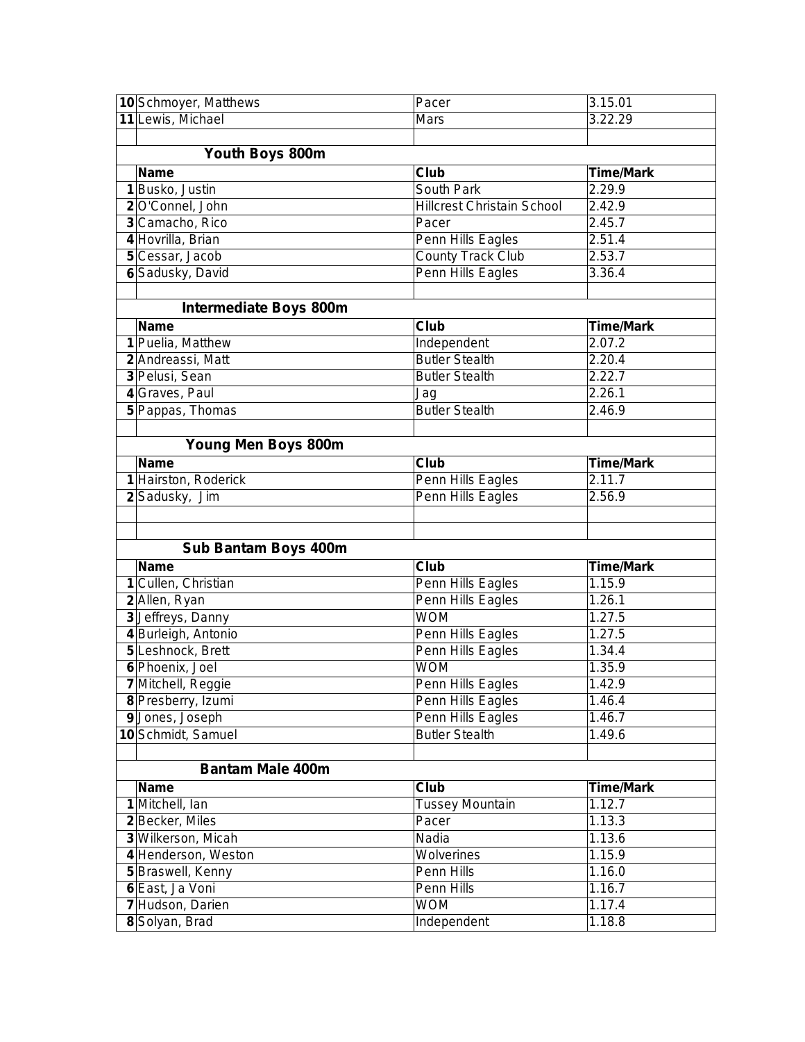| | | | |
|---|---|---|---|
| 10 | Schmoyer, Matthews | Pacer | 3.15.01 |
| 11 | Lewis, Michael | Mars | 3.22.29 |

### Youth Boys 800m

| | Name | Club | Time/Mark |
|---|---|---|---|
| 1 | Busko, Justin | South Park | 2.29.9 |
| 2 | O'Connel, John | Hillcrest Christain School | 2.42.9 |
| 3 | Camacho, Rico | Pacer | 2.45.7 |
| 4 | Hovrilla, Brian | Penn Hills Eagles | 2.51.4 |
| 5 | Cessar, Jacob | County Track Club | 2.53.7 |
| 6 | Sadusky, David | Penn Hills Eagles | 3.36.4 |

### Intermediate Boys 800m

| | Name | Club | Time/Mark |
|---|---|---|---|
| 1 | Puelia, Matthew | Independent | 2.07.2 |
| 2 | Andreassi, Matt | Butler Stealth | 2.20.4 |
| 3 | Pelusi, Sean | Butler Stealth | 2.22.7 |
| 4 | Graves, Paul | Jag | 2.26.1 |
| 5 | Pappas, Thomas | Butler Stealth | 2.46.9 |

### Young Men Boys 800m

| | Name | Club | Time/Mark |
|---|---|---|---|
| 1 | Hairston, Roderick | Penn Hills Eagles | 2.11.7 |
| 2 | Sadusky, Jim | Penn Hills Eagles | 2.56.9 |

### Sub Bantam Boys 400m

| | Name | Club | Time/Mark |
|---|---|---|---|
| 1 | Cullen, Christian | Penn Hills Eagles | 1.15.9 |
| 2 | Allen, Ryan | Penn Hills Eagles | 1.26.1 |
| 3 | Jeffreys, Danny | WOM | 1.27.5 |
| 4 | Burleigh, Antonio | Penn Hills Eagles | 1.27.5 |
| 5 | Leshnock, Brett | Penn Hills Eagles | 1.34.4 |
| 6 | Phoenix, Joel | WOM | 1.35.9 |
| 7 | Mitchell, Reggie | Penn Hills Eagles | 1.42.9 |
| 8 | Presberry, Izumi | Penn Hills Eagles | 1.46.4 |
| 9 | Jones, Joseph | Penn Hills Eagles | 1.46.7 |
| 10 | Schmidt, Samuel | Butler Stealth | 1.49.6 |

### Bantam Male 400m

| | Name | Club | Time/Mark |
|---|---|---|---|
| 1 | Mitchell, Ian | Tussey Mountain | 1.12.7 |
| 2 | Becker, Miles | Pacer | 1.13.3 |
| 3 | Wilkerson, Micah | Nadia | 1.13.6 |
| 4 | Henderson, Weston | Wolverines | 1.15.9 |
| 5 | Braswell, Kenny | Penn Hills | 1.16.0 |
| 6 | East, Ja Voni | Penn Hills | 1.16.7 |
| 7 | Hudson, Darien | WOM | 1.17.4 |
| 8 | Solyan, Brad | Independent | 1.18.8 |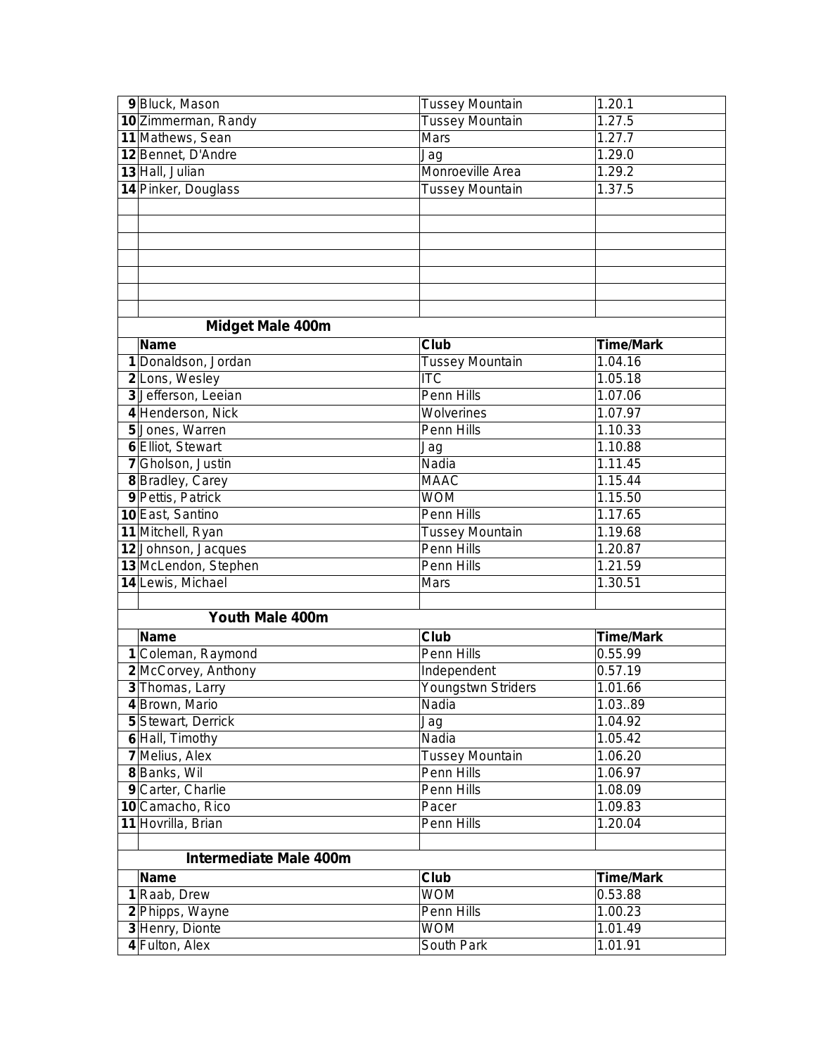| | | | |
|---|---|---|---|
| 9 | Bluck, Mason | Tussey Mountain | 1.20.1 |
| 10 | Zimmerman, Randy | Tussey Mountain | 1.27.5 |
| 11 | Mathews, Sean | Mars | 1.27.7 |
| 12 | Bennet, D'Andre | Jag | 1.29.0 |
| 13 | Hall, Julian | Monroeville Area | 1.29.2 |
| 14 | Pinker, Douglass | Tussey Mountain | 1.37.5 |

## Midget Male 400m

| | Name | Club | Time/Mark |
|---|---|---|---|
| 1 | Donaldson, Jordan | Tussey Mountain | 1.04.16 |
| 2 | Lons, Wesley | ITC | 1.05.18 |
| 3 | Jefferson, Leeian | Penn Hills | 1.07.06 |
| 4 | Henderson, Nick | Wolverines | 1.07.97 |
| 5 | Jones, Warren | Penn Hills | 1.10.33 |
| 6 | Elliot, Stewart | Jag | 1.10.88 |
| 7 | Gholson, Justin | Nadia | 1.11.45 |
| 8 | Bradley, Carey | MAAC | 1.15.44 |
| 9 | Pettis, Patrick | WOM | 1.15.50 |
| 10 | East, Santino | Penn Hills | 1.17.65 |
| 11 | Mitchell, Ryan | Tussey Mountain | 1.19.68 |
| 12 | Johnson, Jacques | Penn Hills | 1.20.87 |
| 13 | McLendon, Stephen | Penn Hills | 1.21.59 |
| 14 | Lewis, Michael | Mars | 1.30.51 |

## Youth Male 400m

| | Name | Club | Time/Mark |
|---|---|---|---|
| 1 | Coleman, Raymond | Penn Hills | 0.55.99 |
| 2 | McCorvey, Anthony | Independent | 0.57.19 |
| 3 | Thomas, Larry | Youngstwn Striders | 1.01.66 |
| 4 | Brown, Mario | Nadia | 1.03..89 |
| 5 | Stewart, Derrick | Jag | 1.04.92 |
| 6 | Hall, Timothy | Nadia | 1.05.42 |
| 7 | Melius, Alex | Tussey Mountain | 1.06.20 |
| 8 | Banks, Wil | Penn Hills | 1.06.97 |
| 9 | Carter, Charlie | Penn Hills | 1.08.09 |
| 10 | Camacho, Rico | Pacer | 1.09.83 |
| 11 | Hovrilla, Brian | Penn Hills | 1.20.04 |

## Intermediate Male 400m

| | Name | Club | Time/Mark |
|---|---|---|---|
| 1 | Raab, Drew | WOM | 0.53.88 |
| 2 | Phipps, Wayne | Penn Hills | 1.00.23 |
| 3 | Henry, Dionte | WOM | 1.01.49 |
| 4 | Fulton, Alex | South Park | 1.01.91 |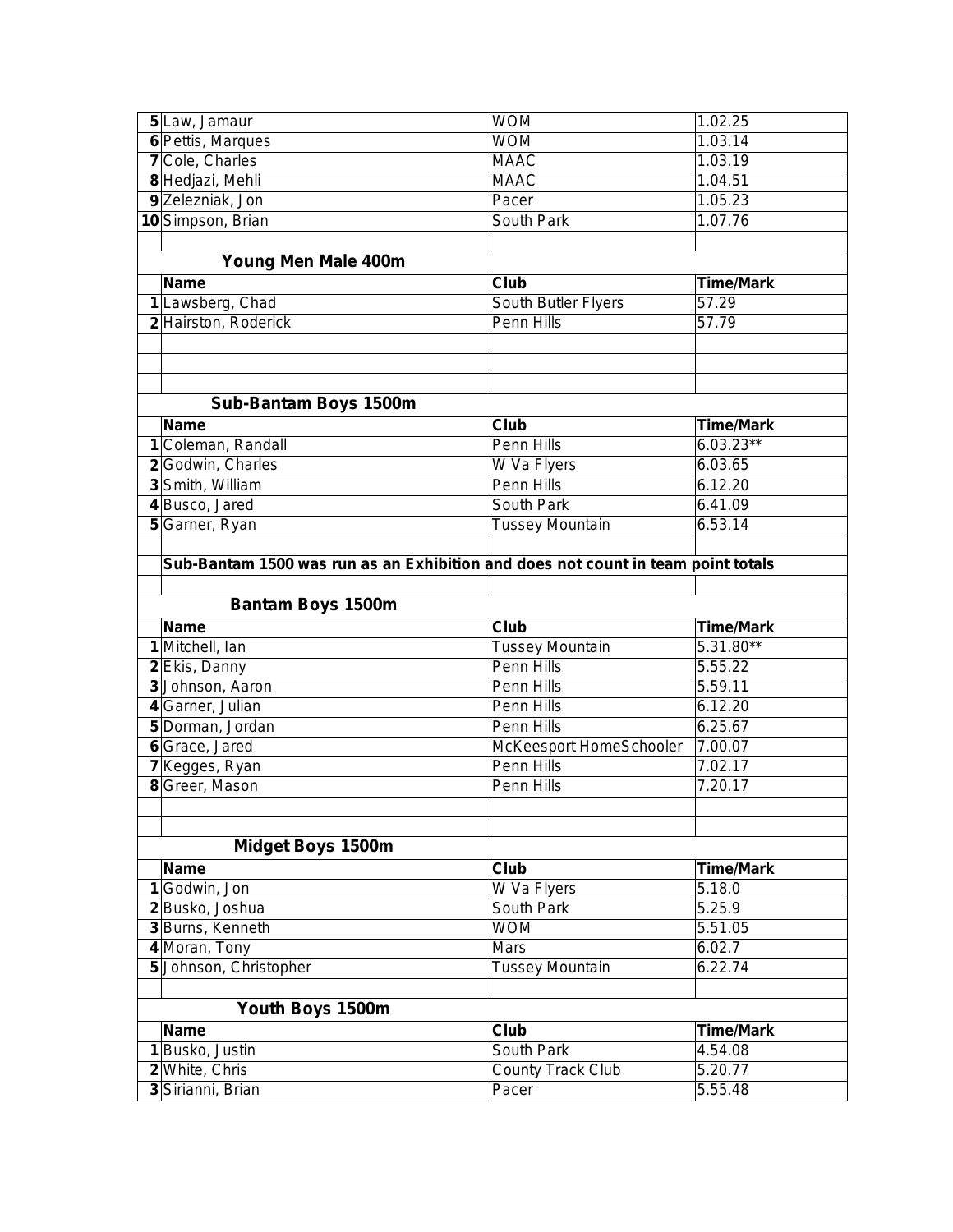| | | | |
|---|---|---|---|
| 5 | Law, Jamaur | WOM | 1.02.25 |
| 6 | Pettis, Marques | WOM | 1.03.14 |
| 7 | Cole, Charles | MAAC | 1.03.19 |
| 8 | Hedjazi, Mehli | MAAC | 1.04.51 |
| 9 | Zelezniak, Jon | Pacer | 1.05.23 |
| 10 | Simpson, Brian | South Park | 1.07.76 |

### Young Men Male 400m

| | Name | Club | Time/Mark |
|---|---|---|---|
| 1 | Lawsberg, Chad | South Butler Flyers | 57.29 |
| 2 | Hairston, Roderick | Penn Hills | 57.79 |

### Sub-Bantam Boys 1500m

| | Name | Club | Time/Mark |
|---|---|---|---|
| 1 | Coleman, Randall | Penn Hills | 6.03.23** |
| 2 | Godwin, Charles | W Va Flyers | 6.03.65 |
| 3 | Smith, William | Penn Hills | 6.12.20 |
| 4 | Busco, Jared | South Park | 6.41.09 |
| 5 | Garner, Ryan | Tussey Mountain | 6.53.14 |

**Sub-Bantam 1500 was run as an Exhibition and does not count in team point totals**

### Bantam Boys 1500m

| | Name | Club | Time/Mark |
|---|---|---|---|
| 1 | Mitchell, Ian | Tussey Mountain | 5.31.80** |
| 2 | Ekis, Danny | Penn Hills | 5.55.22 |
| 3 | Johnson, Aaron | Penn Hills | 5.59.11 |
| 4 | Garner, Julian | Penn Hills | 6.12.20 |
| 5 | Dorman, Jordan | Penn Hills | 6.25.67 |
| 6 | Grace, Jared | McKeesport HomeSchooler | 7.00.07 |
| 7 | Kegges, Ryan | Penn Hills | 7.02.17 |
| 8 | Greer, Mason | Penn Hills | 7.20.17 |

### Midget Boys 1500m

| | Name | Club | Time/Mark |
|---|---|---|---|
| 1 | Godwin, Jon | W Va Flyers | 5.18.0 |
| 2 | Busko, Joshua | South Park | 5.25.9 |
| 3 | Burns, Kenneth | WOM | 5.51.05 |
| 4 | Moran, Tony | Mars | 6.02.7 |
| 5 | Johnson, Christopher | Tussey Mountain | 6.22.74 |

### Youth Boys 1500m

| | Name | Club | Time/Mark |
|---|---|---|---|
| 1 | Busko, Justin | South Park | 4.54.08 |
| 2 | White, Chris | County Track Club | 5.20.77 |
| 3 | Sirianni, Brian | Pacer | 5.55.48 |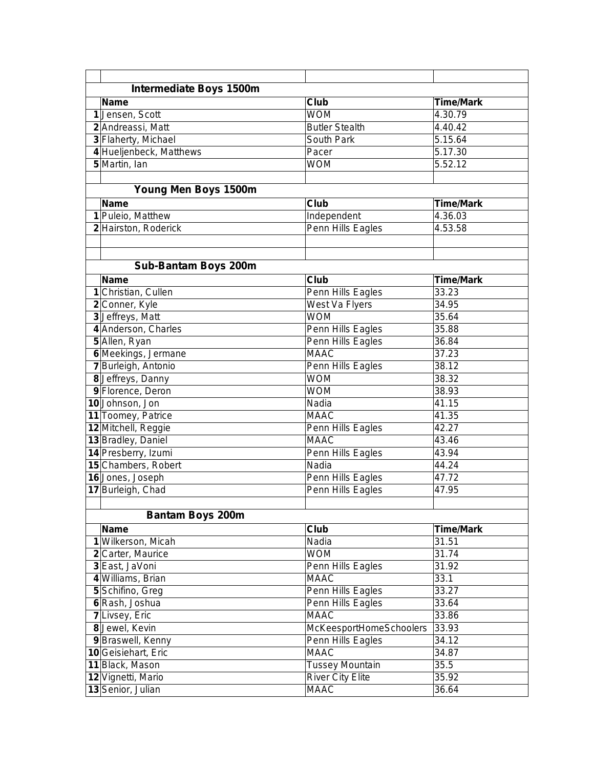## Intermediate Boys 1500m

| | Name | Club | Time/Mark |
|---|---|---|---|
| 1 | Jensen, Scott | WOM | 4.30.79 |
| 2 | Andreassi, Matt | Butler Stealth | 4.40.42 |
| 3 | Flaherty, Michael | South Park | 5.15.64 |
| 4 | Hueljenbeck, Matthews | Pacer | 5.17.30 |
| 5 | Martin, Ian | WOM | 5.52.12 |

## Young Men Boys 1500m

| | Name | Club | Time/Mark |
|---|---|---|---|
| 1 | Puleio, Matthew | Independent | 4.36.03 |
| 2 | Hairston, Roderick | Penn Hills Eagles | 4.53.58 |

## Sub-Bantam Boys 200m

| | Name | Club | Time/Mark |
|---|---|---|---|
| 1 | Christian, Cullen | Penn Hills Eagles | 33.23 |
| 2 | Conner, Kyle | West Va Flyers | 34.95 |
| 3 | Jeffreys, Matt | WOM | 35.64 |
| 4 | Anderson, Charles | Penn Hills Eagles | 35.88 |
| 5 | Allen, Ryan | Penn Hills Eagles | 36.84 |
| 6 | Meekings, Jermane | MAAC | 37.23 |
| 7 | Burleigh, Antonio | Penn Hills Eagles | 38.12 |
| 8 | Jeffreys, Danny | WOM | 38.32 |
| 9 | Florence, Deron | WOM | 38.93 |
| 10 | Johnson, Jon | Nadia | 41.15 |
| 11 | Toomey, Patrice | MAAC | 41.35 |
| 12 | Mitchell, Reggie | Penn Hills Eagles | 42.27 |
| 13 | Bradley, Daniel | MAAC | 43.46 |
| 14 | Presberry, Izumi | Penn Hills Eagles | 43.94 |
| 15 | Chambers, Robert | Nadia | 44.24 |
| 16 | Jones, Joseph | Penn Hills Eagles | 47.72 |
| 17 | Burleigh, Chad | Penn Hills Eagles | 47.95 |

## Bantam Boys 200m

| | Name | Club | Time/Mark |
|---|---|---|---|
| 1 | Wilkerson, Micah | Nadia | 31.51 |
| 2 | Carter, Maurice | WOM | 31.74 |
| 3 | East, JaVoni | Penn Hills Eagles | 31.92 |
| 4 | Williams, Brian | MAAC | 33.1 |
| 5 | Schifino, Greg | Penn Hills Eagles | 33.27 |
| 6 | Rash, Joshua | Penn Hills Eagles | 33.64 |
| 7 | Livsey, Eric | MAAC | 33.86 |
| 8 | Jewel, Kevin | McKeesportHomeSchoolers | 33.93 |
| 9 | Braswell, Kenny | Penn Hills Eagles | 34.12 |
| 10 | Geisiehart, Eric | MAAC | 34.87 |
| 11 | Black, Mason | Tussey Mountain | 35.5 |
| 12 | Vignetti, Mario | River City Elite | 35.92 |
| 13 | Senior, Julian | MAAC | 36.64 |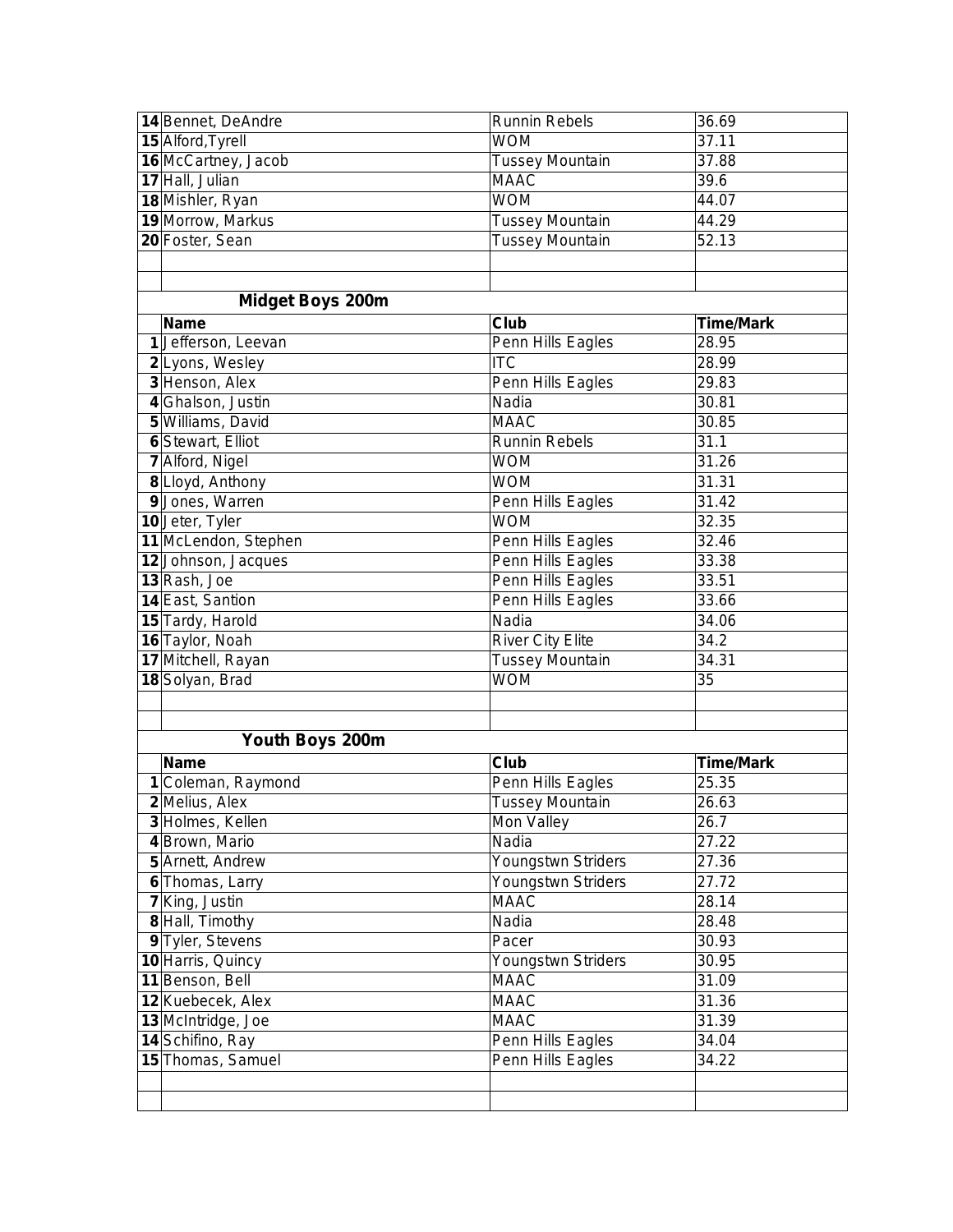| | | | |
|---|---|---|---|
| 14 | Bennet, DeAndre | Runnin Rebels | 36.69 |
| 15 | Alford,Tyrell | WOM | 37.11 |
| 16 | McCartney, Jacob | Tussey Mountain | 37.88 |
| 17 | Hall, Julian | MAAC | 39.6 |
| 18 | Mishler, Ryan | WOM | 44.07 |
| 19 | Morrow, Markus | Tussey Mountain | 44.29 |
| 20 | Foster, Sean | Tussey Mountain | 52.13 |

### Midget Boys 200m

| | Name | Club | Time/Mark |
|---|---|---|---|
| 1 | Jefferson, Leevan | Penn Hills Eagles | 28.95 |
| 2 | Lyons, Wesley | ITC | 28.99 |
| 3 | Henson, Alex | Penn Hills Eagles | 29.83 |
| 4 | Ghalson, Justin | Nadia | 30.81 |
| 5 | Williams, David | MAAC | 30.85 |
| 6 | Stewart, Elliot | Runnin Rebels | 31.1 |
| 7 | Alford, Nigel | WOM | 31.26 |
| 8 | Lloyd, Anthony | WOM | 31.31 |
| 9 | Jones, Warren | Penn Hills Eagles | 31.42 |
| 10 | Jeter, Tyler | WOM | 32.35 |
| 11 | McLendon, Stephen | Penn Hills Eagles | 32.46 |
| 12 | Johnson, Jacques | Penn Hills Eagles | 33.38 |
| 13 | Rash, Joe | Penn Hills Eagles | 33.51 |
| 14 | East, Santion | Penn Hills Eagles | 33.66 |
| 15 | Tardy, Harold | Nadia | 34.06 |
| 16 | Taylor, Noah | River City Elite | 34.2 |
| 17 | Mitchell, Rayan | Tussey Mountain | 34.31 |
| 18 | Solyan, Brad | WOM | 35 |

### Youth Boys 200m

| | Name | Club | Time/Mark |
|---|---|---|---|
| 1 | Coleman, Raymond | Penn Hills Eagles | 25.35 |
| 2 | Melius, Alex | Tussey Mountain | 26.63 |
| 3 | Holmes, Kellen | Mon Valley | 26.7 |
| 4 | Brown, Mario | Nadia | 27.22 |
| 5 | Arnett, Andrew | Youngstwn Striders | 27.36 |
| 6 | Thomas, Larry | Youngstwn Striders | 27.72 |
| 7 | King, Justin | MAAC | 28.14 |
| 8 | Hall, Timothy | Nadia | 28.48 |
| 9 | Tyler, Stevens | Pacer | 30.93 |
| 10 | Harris, Quincy | Youngstwn Striders | 30.95 |
| 11 | Benson, Bell | MAAC | 31.09 |
| 12 | Kuebecek, Alex | MAAC | 31.36 |
| 13 | McIntridge, Joe | MAAC | 31.39 |
| 14 | Schifino, Ray | Penn Hills Eagles | 34.04 |
| 15 | Thomas, Samuel | Penn Hills Eagles | 34.22 |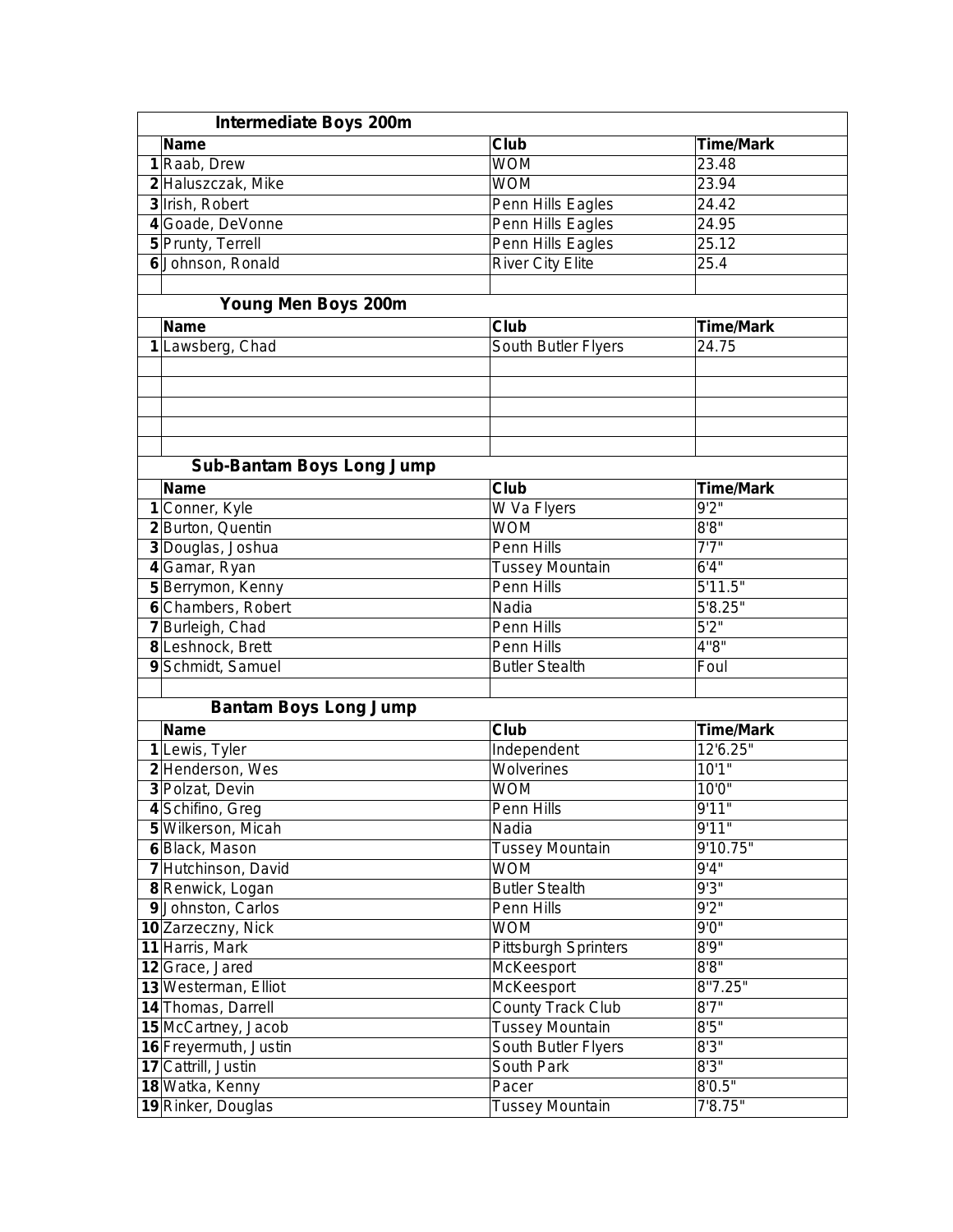## Intermediate Boys 200m

| | Name | Club | Time/Mark |
|---|---|---|---|
| 1 | Raab, Drew | WOM | 23.48 |
| 2 | Haluszczak, Mike | WOM | 23.94 |
| 3 | Irish, Robert | Penn Hills Eagles | 24.42 |
| 4 | Goade, DeVonne | Penn Hills Eagles | 24.95 |
| 5 | Prunty, Terrell | Penn Hills Eagles | 25.12 |
| 6 | Johnson, Ronald | River City Elite | 25.4 |

## Young Men Boys 200m

| | Name | Club | Time/Mark |
|---|---|---|---|
| 1 | Lawsberg, Chad | South Butler Flyers | 24.75 |

## Sub-Bantam Boys Long Jump

| | Name | Club | Time/Mark |
|---|---|---|---|
| 1 | Conner, Kyle | W Va Flyers | 9'2" |
| 2 | Burton, Quentin | WOM | 8'8" |
| 3 | Douglas, Joshua | Penn Hills | 7'7" |
| 4 | Gamar, Ryan | Tussey Mountain | 6'4" |
| 5 | Berrymon, Kenny | Penn Hills | 5'11.5" |
| 6 | Chambers, Robert | Nadia | 5'8.25" |
| 7 | Burleigh, Chad | Penn Hills | 5'2" |
| 8 | Leshnock, Brett | Penn Hills | 4"8" |
| 9 | Schmidt, Samuel | Butler Stealth | Foul |

## Bantam Boys Long Jump

| | Name | Club | Time/Mark |
|---|---|---|---|
| 1 | Lewis, Tyler | Independent | 12'6.25" |
| 2 | Henderson, Wes | Wolverines | 10'1" |
| 3 | Polzat, Devin | WOM | 10'0" |
| 4 | Schifino, Greg | Penn Hills | 9'11" |
| 5 | Wilkerson, Micah | Nadia | 9'11" |
| 6 | Black, Mason | Tussey Mountain | 9'10.75" |
| 7 | Hutchinson, David | WOM | 9'4" |
| 8 | Renwick, Logan | Butler Stealth | 9'3" |
| 9 | Johnston, Carlos | Penn Hills | 9'2" |
| 10 | Zarzeczny, Nick | WOM | 9'0" |
| 11 | Harris, Mark | Pittsburgh Sprinters | 8'9" |
| 12 | Grace, Jared | McKeesport | 8'8" |
| 13 | Westerman, Elliot | McKeesport | 8"7.25" |
| 14 | Thomas, Darrell | County Track Club | 8'7" |
| 15 | McCartney, Jacob | Tussey Mountain | 8'5" |
| 16 | Freyermuth, Justin | South Butler Flyers | 8'3" |
| 17 | Cattrill, Justin | South Park | 8'3" |
| 18 | Watka, Kenny | Pacer | 8'0.5" |
| 19 | Rinker, Douglas | Tussey Mountain | 7'8.75" |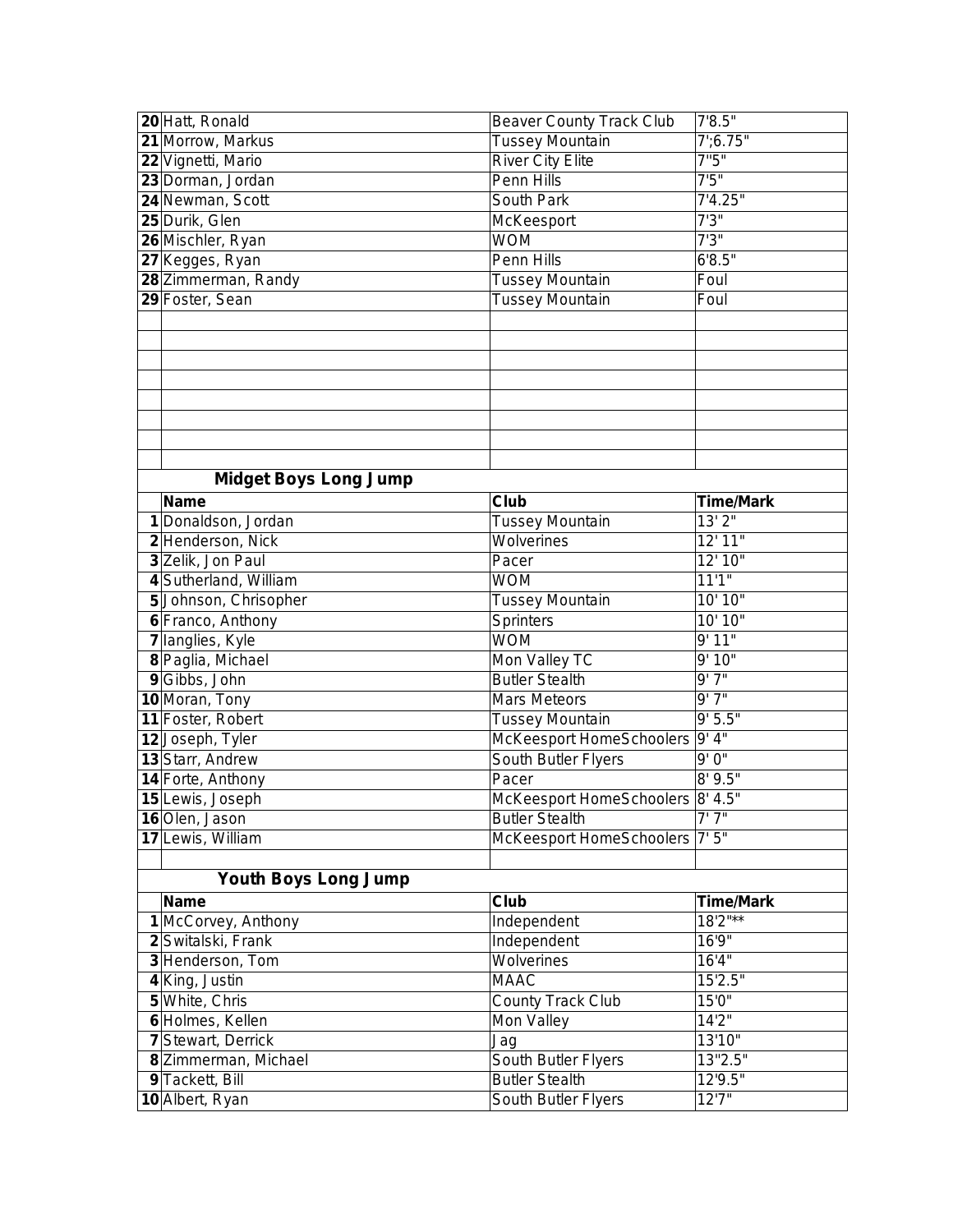| | | | |
|---|---|---|---|
| 20 | Hatt, Ronald | Beaver County Track Club | 7'8.5" |
| 21 | Morrow, Markus | Tussey Mountain | 7';6.75" |
| 22 | Vignetti, Mario | River City Elite | 7"5" |
| 23 | Dorman, Jordan | Penn Hills | 7'5" |
| 24 | Newman, Scott | South Park | 7'4.25" |
| 25 | Durik, Glen | McKeesport | 7'3" |
| 26 | Mischler, Ryan | WOM | 7'3" |
| 27 | Kegges, Ryan | Penn Hills | 6'8.5" |
| 28 | Zimmerman, Randy | Tussey Mountain | Foul |
| 29 | Foster, Sean | Tussey Mountain | Foul |

## Midget Boys Long Jump

| | Name | Club | Time/Mark |
|---|---|---|---|
| 1 | Donaldson, Jordan | Tussey Mountain | 13' 2" |
| 2 | Henderson, Nick | Wolverines | 12' 11" |
| 3 | Zelik, Jon Paul | Pacer | 12' 10" |
| 4 | Sutherland, William | WOM | 11'1" |
| 5 | Johnson, Chrisopher | Tussey Mountain | 10' 10" |
| 6 | Franco, Anthony | Sprinters | 10' 10" |
| 7 | Ianglies, Kyle | WOM | 9' 11" |
| 8 | Paglia, Michael | Mon Valley TC | 9' 10" |
| 9 | Gibbs, John | Butler Stealth | 9' 7" |
| 10 | Moran, Tony | Mars Meteors | 9' 7" |
| 11 | Foster, Robert | Tussey Mountain | 9' 5.5" |
| 12 | Joseph, Tyler | McKeesport HomeSchoolers | 9' 4" |
| 13 | Starr, Andrew | South Butler Flyers | 9' 0" |
| 14 | Forte, Anthony | Pacer | 8' 9.5" |
| 15 | Lewis, Joseph | McKeesport HomeSchoolers | 8' 4.5" |
| 16 | Olen, Jason | Butler Stealth | 7' 7" |
| 17 | Lewis, William | McKeesport HomeSchoolers | 7' 5" |

## Youth Boys Long Jump

| | Name | Club | Time/Mark |
|---|---|---|---|
| 1 | McCorvey, Anthony | Independent | 18'2"** |
| 2 | Switalski, Frank | Independent | 16'9" |
| 3 | Henderson, Tom | Wolverines | 16'4" |
| 4 | King, Justin | MAAC | 15'2.5" |
| 5 | White, Chris | County Track Club | 15'0" |
| 6 | Holmes, Kellen | Mon Valley | 14'2" |
| 7 | Stewart, Derrick | Jag | 13'10" |
| 8 | Zimmerman, Michael | South Butler Flyers | 13"2.5" |
| 9 | Tackett, Bill | Butler Stealth | 12'9.5" |
| 10 | Albert, Ryan | South Butler Flyers | 12'7" |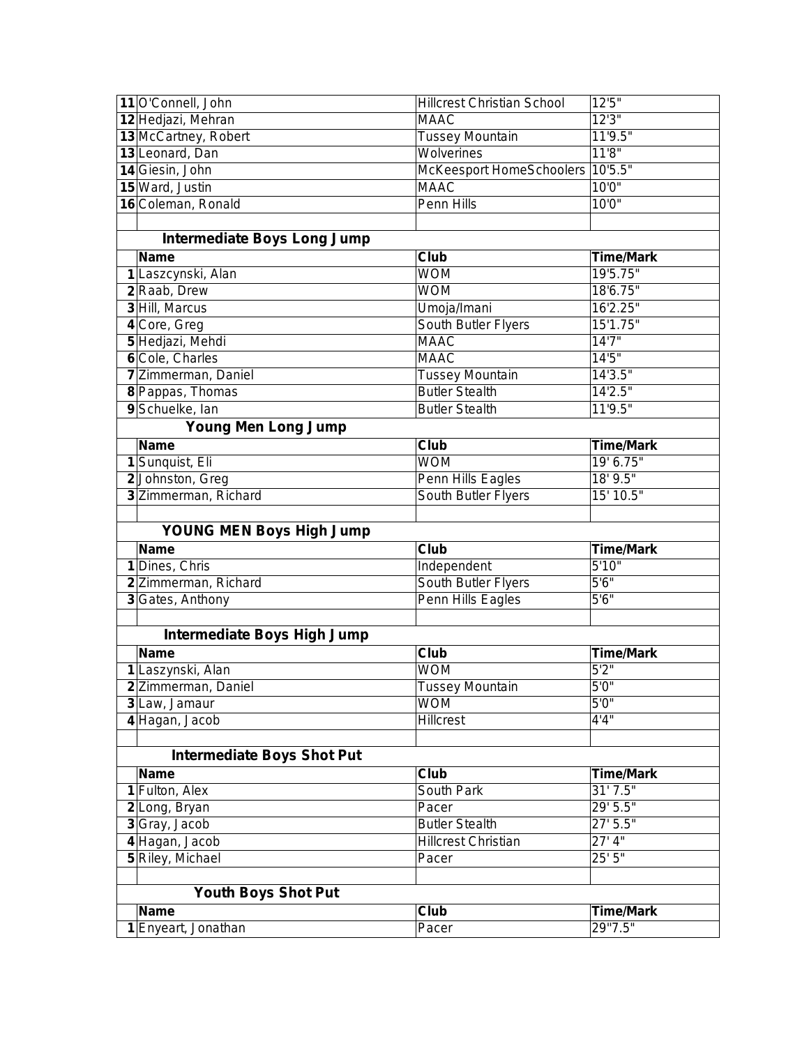| | | | |
|---|---|---|---|
| 11 | O'Connell, John | Hillcrest Christian School | 12'5" |
| 12 | Hedjazi, Mehran | MAAC | 12'3" |
| 13 | McCartney, Robert | Tussey Mountain | 11'9.5" |
| 13 | Leonard, Dan | Wolverines | 11'8" |
| 14 | Giesin, John | McKeesport HomeSchoolers | 10'5.5" |
| 15 | Ward, Justin | MAAC | 10'0" |
| 16 | Coleman, Ronald | Penn Hills | 10'0" |

### Intermediate Boys Long Jump

| | Name | Club | Time/Mark |
|---|---|---|---|
| 1 | Laszcynski, Alan | WOM | 19'5.75" |
| 2 | Raab, Drew | WOM | 18'6.75" |
| 3 | Hill, Marcus | Umoja/Imani | 16'2.25" |
| 4 | Core, Greg | South Butler Flyers | 15'1.75" |
| 5 | Hedjazi, Mehdi | MAAC | 14'7" |
| 6 | Cole, Charles | MAAC | 14'5" |
| 7 | Zimmerman, Daniel | Tussey Mountain | 14'3.5" |
| 8 | Pappas, Thomas | Butler Stealth | 14'2.5" |
| 9 | Schuelke, Ian | Butler Stealth | 11'9.5" |

### Young Men Long Jump

| | Name | Club | Time/Mark |
|---|---|---|---|
| 1 | Sunquist, Eli | WOM | 19' 6.75" |
| 2 | Johnston, Greg | Penn Hills Eagles | 18' 9.5" |
| 3 | Zimmerman, Richard | South Butler Flyers | 15' 10.5" |

### YOUNG MEN Boys High Jump

| | Name | Club | Time/Mark |
|---|---|---|---|
| 1 | Dines, Chris | Independent | 5'10" |
| 2 | Zimmerman, Richard | South Butler Flyers | 5'6" |
| 3 | Gates, Anthony | Penn Hills Eagles | 5'6" |

### Intermediate Boys High Jump

| | Name | Club | Time/Mark |
|---|---|---|---|
| 1 | Laszynski, Alan | WOM | 5'2" |
| 2 | Zimmerman, Daniel | Tussey Mountain | 5'0" |
| 3 | Law, Jamaur | WOM | 5'0" |
| 4 | Hagan, Jacob | Hillcrest | 4'4" |

### Intermediate Boys Shot Put

| | Name | Club | Time/Mark |
|---|---|---|---|
| 1 | Fulton, Alex | South Park | 31' 7.5" |
| 2 | Long, Bryan | Pacer | 29' 5.5" |
| 3 | Gray, Jacob | Butler Stealth | 27' 5.5" |
| 4 | Hagan, Jacob | Hillcrest Christian | 27' 4" |
| 5 | Riley, Michael | Pacer | 25' 5" |

### Youth Boys Shot Put

| | Name | Club | Time/Mark |
|---|---|---|---|
| 1 | Enyeart, Jonathan | Pacer | 29"7.5" |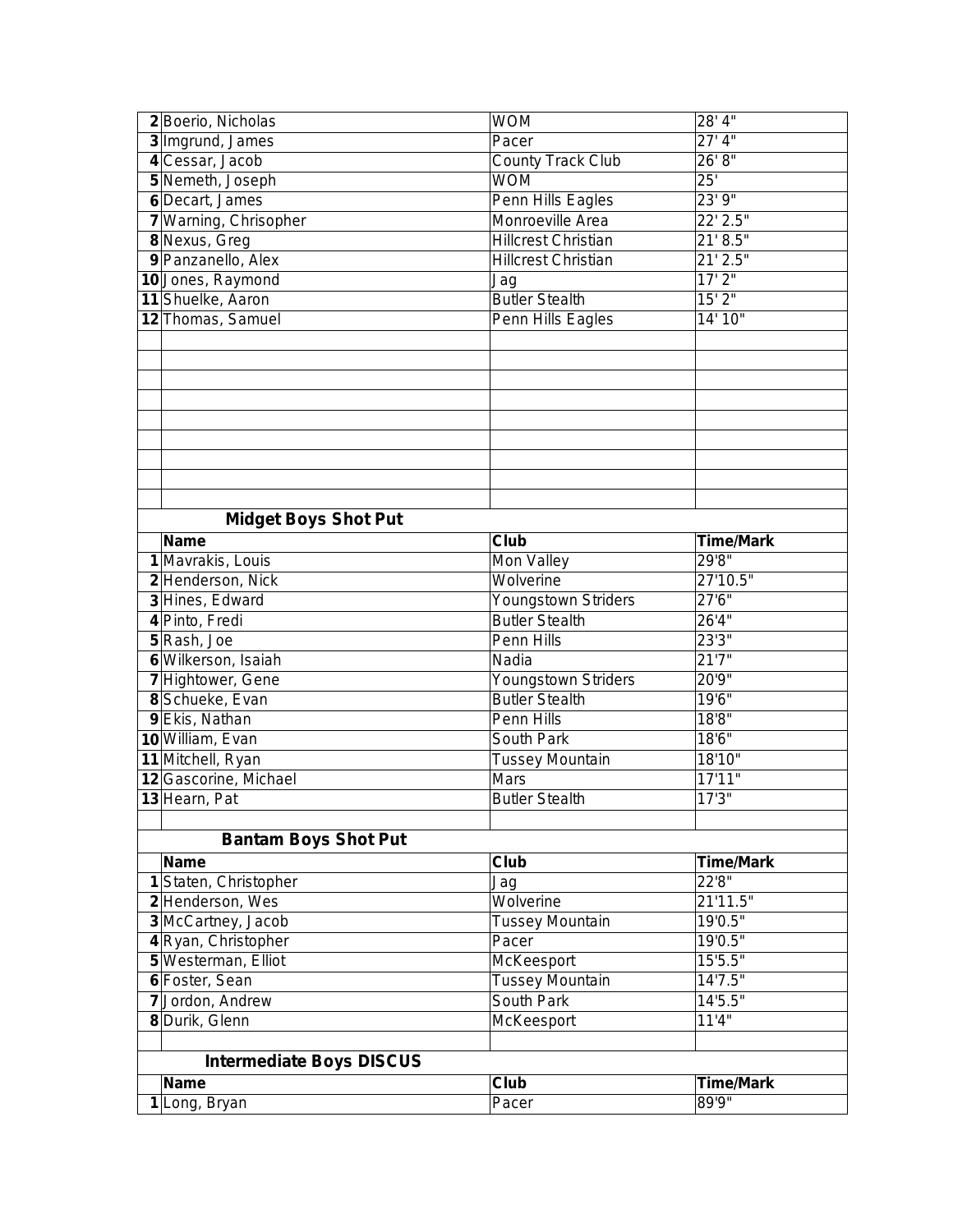| | | | |
|---|---|---|---|
| 2 | Boerio, Nicholas | WOM | 28' 4" |
| 3 | Imgrund, James | Pacer | 27' 4" |
| 4 | Cessar, Jacob | County Track Club | 26' 8" |
| 5 | Nemeth, Joseph | WOM | 25' |
| 6 | Decart, James | Penn Hills Eagles | 23' 9" |
| 7 | Warning, Chrisopher | Monroeville Area | 22' 2.5" |
| 8 | Nexus, Greg | Hillcrest Christian | 21' 8.5" |
| 9 | Panzanello, Alex | Hillcrest Christian | 21' 2.5" |
| 10 | Jones, Raymond | Jag | 17' 2" |
| 11 | Shuelke, Aaron | Butler Stealth | 15' 2" |
| 12 | Thomas, Samuel | Penn Hills Eagles | 14' 10" |

### Midget Boys Shot Put

| | Name | Club | Time/Mark |
|---|---|---|---|
| 1 | Mavrakis, Louis | Mon Valley | 29'8" |
| 2 | Henderson, Nick | Wolverine | 27'10.5" |
| 3 | Hines, Edward | Youngstown Striders | 27'6" |
| 4 | Pinto, Fredi | Butler Stealth | 26'4" |
| 5 | Rash, Joe | Penn Hills | 23'3" |
| 6 | Wilkerson, Isaiah | Nadia | 21'7" |
| 7 | Hightower, Gene | Youngstown Striders | 20'9" |
| 8 | Schueke, Evan | Butler Stealth | 19'6" |
| 9 | Ekis, Nathan | Penn Hills | 18'8" |
| 10 | William, Evan | South Park | 18'6" |
| 11 | Mitchell, Ryan | Tussey Mountain | 18'10" |
| 12 | Gascorine, Michael | Mars | 17'11" |
| 13 | Hearn, Pat | Butler Stealth | 17'3" |

### Bantam Boys Shot Put

| | Name | Club | Time/Mark |
|---|---|---|---|
| 1 | Staten, Christopher | Jag | 22'8" |
| 2 | Henderson, Wes | Wolverine | 21'11.5" |
| 3 | McCartney, Jacob | Tussey Mountain | 19'0.5" |
| 4 | Ryan, Christopher | Pacer | 19'0.5" |
| 5 | Westerman, Elliot | McKeesport | 15'5.5" |
| 6 | Foster, Sean | Tussey Mountain | 14'7.5" |
| 7 | Jordon, Andrew | South Park | 14'5.5" |
| 8 | Durik, Glenn | McKeesport | 11'4" |

### Intermediate Boys DISCUS

| | Name | Club | Time/Mark |
|---|---|---|---|
| 1 | Long, Bryan | Pacer | 89'9" |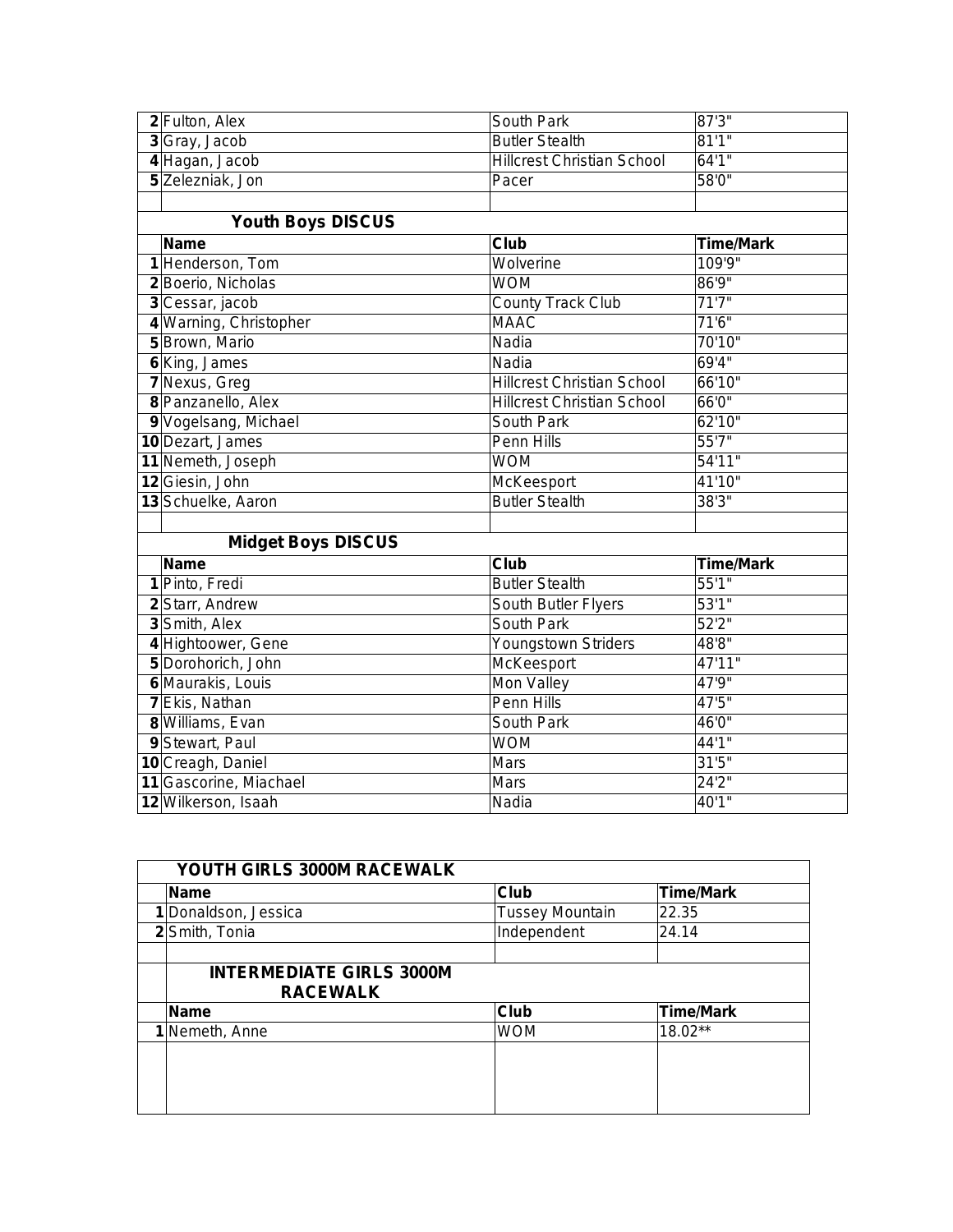| | | | |
|---|---|---|---|
| 2 | Fulton, Alex | South Park | 87'3" |
| 3 | Gray, Jacob | Butler Stealth | 81'1" |
| 4 | Hagan, Jacob | Hillcrest Christian School | 64'1" |
| 5 | Zelezniak, Jon | Pacer | 58'0" |

### Youth Boys DISCUS

| | Name | Club | Time/Mark |
|---|---|---|---|
| 1 | Henderson, Tom | Wolverine | 109'9" |
| 2 | Boerio, Nicholas | WOM | 86'9" |
| 3 | Cessar, jacob | County Track Club | 71'7" |
| 4 | Warning, Christopher | MAAC | 71'6" |
| 5 | Brown, Mario | Nadia | 70'10" |
| 6 | King, James | Nadia | 69'4" |
| 7 | Nexus, Greg | Hillcrest Christian School | 66'10" |
| 8 | Panzanello, Alex | Hillcrest Christian School | 66'0" |
| 9 | Vogelsang, Michael | South Park | 62'10" |
| 10 | Dezart, James | Penn Hills | 55'7" |
| 11 | Nemeth, Joseph | WOM | 54'11" |
| 12 | Giesin, John | McKeesport | 41'10" |
| 13 | Schuelke, Aaron | Butler Stealth | 38'3" |

### Midget Boys DISCUS

| | Name | Club | Time/Mark |
|---|---|---|---|
| 1 | Pinto, Fredi | Butler Stealth | 55'1" |
| 2 | Starr, Andrew | South Butler Flyers | 53'1" |
| 3 | Smith, Alex | South Park | 52'2" |
| 4 | Hightoower, Gene | Youngstown Striders | 48'8" |
| 5 | Dorohorich, John | McKeesport | 47'11" |
| 6 | Maurakis, Louis | Mon Valley | 47'9" |
| 7 | Ekis, Nathan | Penn Hills | 47'5" |
| 8 | Williams, Evan | South Park | 46'0" |
| 9 | Stewart, Paul | WOM | 44'1" |
| 10 | Creagh, Daniel | Mars | 31'5" |
| 11 | Gascorine, Miachael | Mars | 24'2" |
| 12 | Wilkerson, Isaah | Nadia | 40'1" |

### YOUTH GIRLS 3000M RACEWALK

| | Name | Club | Time/Mark |
|---|---|---|---|
| 1 | Donaldson, Jessica | Tussey Mountain | 22.35 |
| 2 | Smith, Tonia | Independent | 24.14 |

### INTERMEDIATE GIRLS 3000M RACEWALK

| | Name | Club | Time/Mark |
|---|---|---|---|
| 1 | Nemeth, Anne | WOM | 18.02** |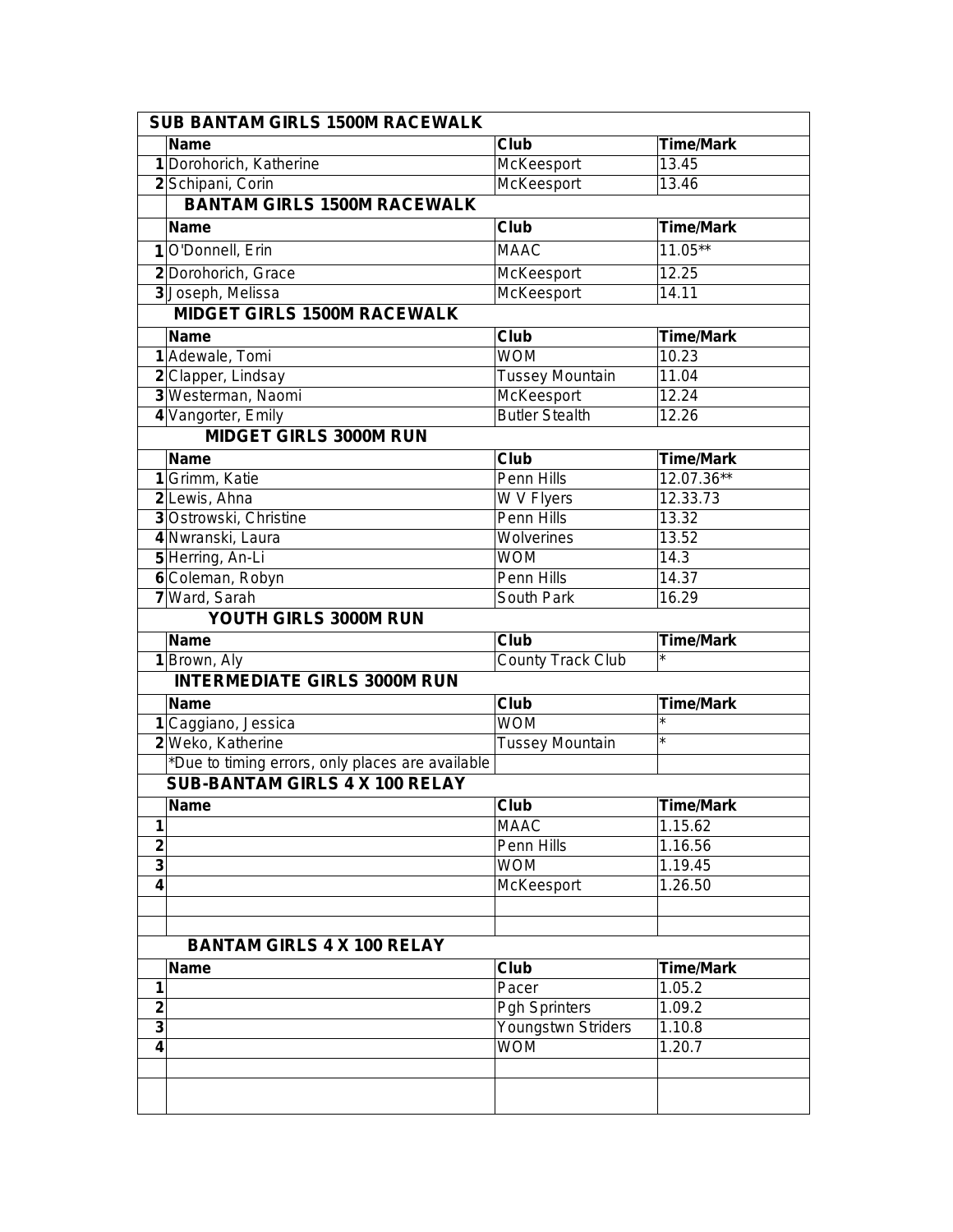| | SUB BANTAM GIRLS 1500M RACEWALK | | |
|---|---|---|---|
| | **Name** | **Club** | **Time/Mark** |
| 1 | Dorohorich, Katherine | McKeesport | 13.45 |
| 2 | Schipani, Corin | McKeesport | 13.46 |
| | **BANTAM GIRLS 1500M RACEWALK** | | |
| | **Name** | **Club** | **Time/Mark** |
| 1 | O'Donnell, Erin | MAAC | 11.05** |
| 2 | Dorohorich, Grace | McKeesport | 12.25 |
| 3 | Joseph, Melissa | McKeesport | 14.11 |
| | **MIDGET GIRLS 1500M RACEWALK** | | |
| | **Name** | **Club** | **Time/Mark** |
| 1 | Adewale, Tomi | WOM | 10.23 |
| 2 | Clapper, Lindsay | Tussey Mountain | 11.04 |
| 3 | Westerman, Naomi | McKeesport | 12.24 |
| 4 | Vangorter, Emily | Butler Stealth | 12.26 |
| | **MIDGET GIRLS 3000M RUN** | | |
| | **Name** | **Club** | **Time/Mark** |
| 1 | Grimm, Katie | Penn Hills | 12.07.36** |
| 2 | Lewis, Ahna | W V Flyers | 12.33.73 |
| 3 | Ostrowski, Christine | Penn Hills | 13.32 |
| 4 | Nwranski, Laura | Wolverines | 13.52 |
| 5 | Herring, An-Li | WOM | 14.3 |
| 6 | Coleman, Robyn | Penn Hills | 14.37 |
| 7 | Ward, Sarah | South Park | 16.29 |
| | **YOUTH GIRLS 3000M RUN** | | |
| | **Name** | **Club** | **Time/Mark** |
| 1 | Brown, Aly | County Track Club | * |
| | **INTERMEDIATE GIRLS 3000M RUN** | | |
| | **Name** | **Club** | **Time/Mark** |
| 1 | Caggiano, Jessica | WOM | * |
| 2 | Weko, Katherine | Tussey Mountain | * |
| | *Due to timing errors, only places are available | | |
| | **SUB-BANTAM GIRLS 4 X 100 RELAY** | | |
| | **Name** | **Club** | **Time/Mark** |
| 1 | | MAAC | 1.15.62 |
| 2 | | Penn Hills | 1.16.56 |
| 3 | | WOM | 1.19.45 |
| 4 | | McKeesport | 1.26.50 |
| | **BANTAM GIRLS 4 X 100 RELAY** | | |
| | **Name** | **Club** | **Time/Mark** |
| 1 | | Pacer | 1.05.2 |
| 2 | | Pgh Sprinters | 1.09.2 |
| 3 | | Youngstwn Striders | 1.10.8 |
| 4 | | WOM | 1.20.7 |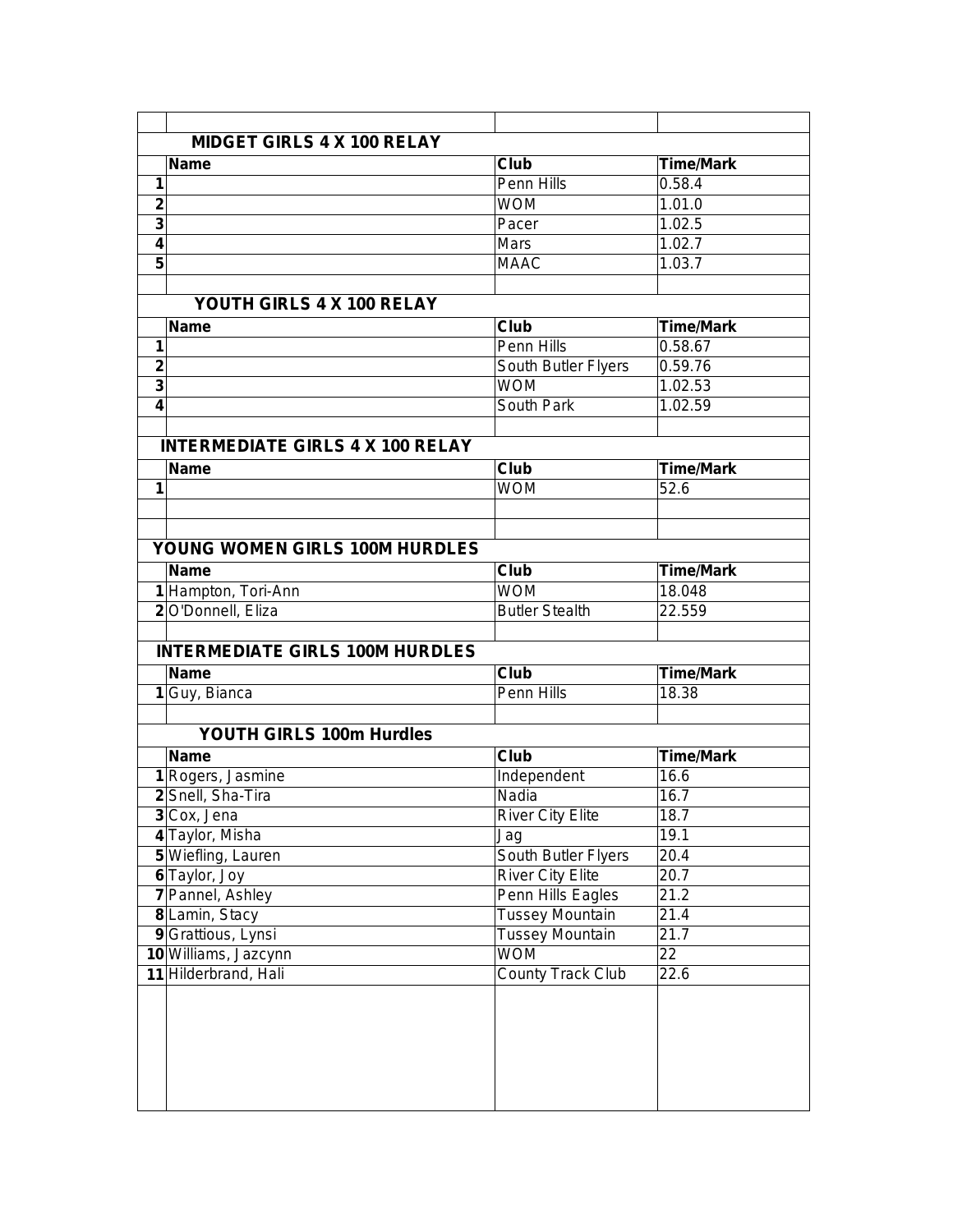## MIDGET GIRLS 4 X 100 RELAY

| | Name | Club | Time/Mark |
|---|---|---|---|
| 1 | | Penn Hills | 0.58.4 |
| 2 | | WOM | 1.01.0 |
| 3 | | Pacer | 1.02.5 |
| 4 | | Mars | 1.02.7 |
| 5 | | MAAC | 1.03.7 |

## YOUTH GIRLS 4 X 100 RELAY

| | Name | Club | Time/Mark |
|---|---|---|---|
| 1 | | Penn Hills | 0.58.67 |
| 2 | | South Butler Flyers | 0.59.76 |
| 3 | | WOM | 1.02.53 |
| 4 | | South Park | 1.02.59 |

## INTERMEDIATE GIRLS 4 X 100 RELAY

| | Name | Club | Time/Mark |
|---|---|---|---|
| 1 | | WOM | 52.6 |

## YOUNG WOMEN GIRLS 100M HURDLES

| | Name | Club | Time/Mark |
|---|---|---|---|
| 1 | Hampton, Tori-Ann | WOM | 18.048 |
| 2 | O'Donnell, Eliza | Butler Stealth | 22.559 |

## INTERMEDIATE GIRLS 100M HURDLES

| | Name | Club | Time/Mark |
|---|---|---|---|
| 1 | Guy, Bianca | Penn Hills | 18.38 |

## YOUTH GIRLS 100m Hurdles

| | Name | Club | Time/Mark |
|---|---|---|---|
| 1 | Rogers, Jasmine | Independent | 16.6 |
| 2 | Snell, Sha-Tira | Nadia | 16.7 |
| 3 | Cox, Jena | River City Elite | 18.7 |
| 4 | Taylor, Misha | Jag | 19.1 |
| 5 | Wiefling, Lauren | South Butler Flyers | 20.4 |
| 6 | Taylor, Joy | River City Elite | 20.7 |
| 7 | Pannel, Ashley | Penn Hills Eagles | 21.2 |
| 8 | Lamin, Stacy | Tussey Mountain | 21.4 |
| 9 | Grattious, Lynsi | Tussey Mountain | 21.7 |
| 10 | Williams, Jazcynn | WOM | 22 |
| 11 | Hilderbrand, Hali | County Track Club | 22.6 |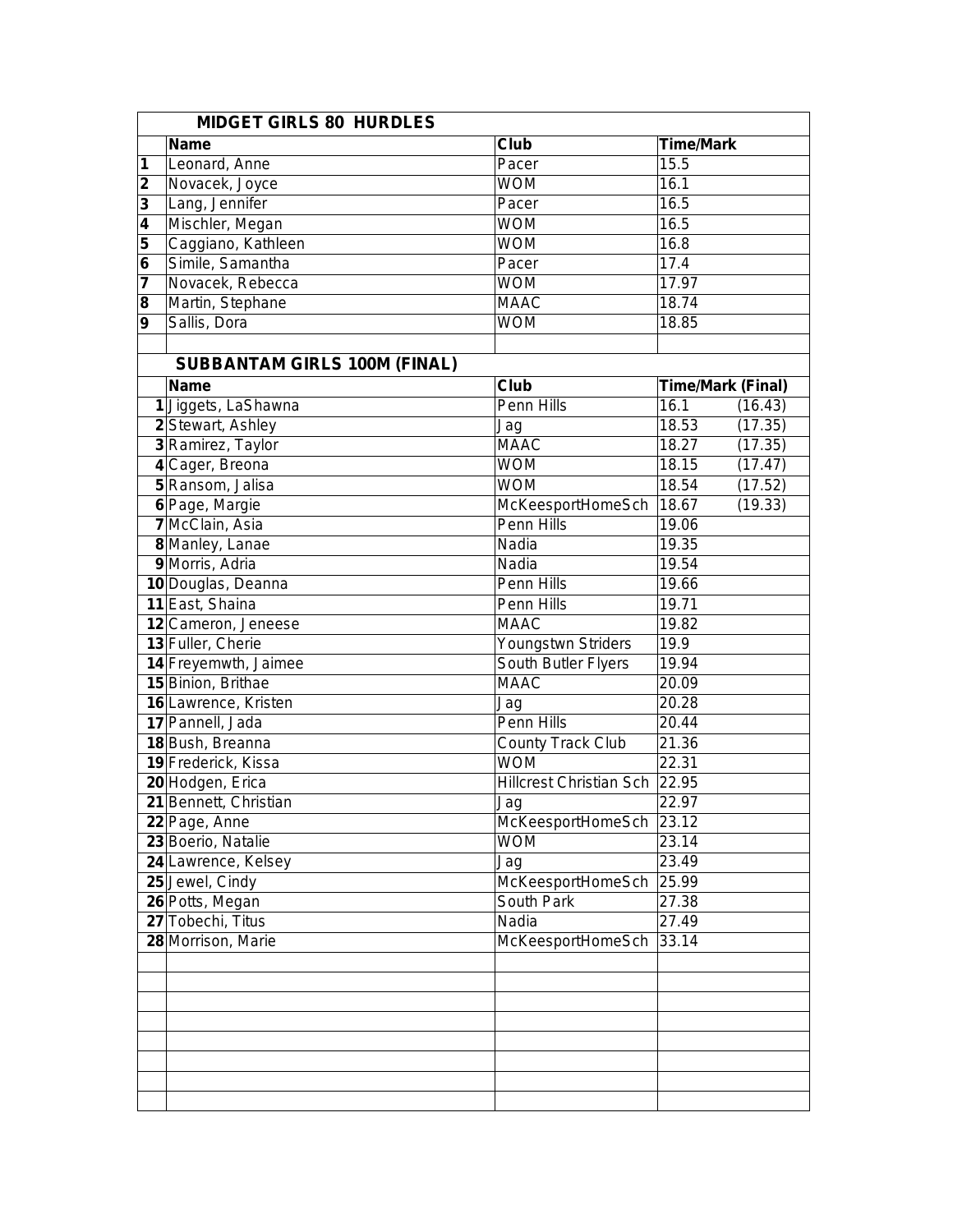| | MIDGET GIRLS 80 HURDLES | | |
|---|---|---|---|
| | **Name** | **Club** | **Time/Mark** |
| **1** | Leonard, Anne | Pacer | 15.5 |
| **2** | Novacek, Joyce | WOM | 16.1 |
| **3** | Lang, Jennifer | Pacer | 16.5 |
| **4** | Mischler, Megan | WOM | 16.5 |
| **5** | Caggiano, Kathleen | WOM | 16.8 |
| **6** | Simile, Samantha | Pacer | 17.4 |
| **7** | Novacek, Rebecca | WOM | 17.97 |
| **8** | Martin, Stephane | MAAC | 18.74 |
| **9** | Sallis, Dora | WOM | 18.85 |

| | SUBBANTAM GIRLS 100M (FINAL) | | |
|---|---|---|---|
| | **Name** | **Club** | **Time/Mark (Final)** |
| **1** | Jiggets, LaShawna | Penn Hills | 16.1 (16.43) |
| **2** | Stewart, Ashley | Jag | 18.53 (17.35) |
| **3** | Ramirez, Taylor | MAAC | 18.27 (17.35) |
| **4** | Cager, Breona | WOM | 18.15 (17.47) |
| **5** | Ransom, Jalisa | WOM | 18.54 (17.52) |
| **6** | Page, Margie | McKeesportHomeSch | 18.67 (19.33) |
| **7** | McClain, Asia | Penn Hills | 19.06 |
| **8** | Manley, Lanae | Nadia | 19.35 |
| **9** | Morris, Adria | Nadia | 19.54 |
| **10** | Douglas, Deanna | Penn Hills | 19.66 |
| **11** | East, Shaina | Penn Hills | 19.71 |
| **12** | Cameron, Jeneese | MAAC | 19.82 |
| **13** | Fuller, Cherie | Youngstwn Striders | 19.9 |
| **14** | Freyemwth, Jaimee | South Butler Flyers | 19.94 |
| **15** | Binion, Brithae | MAAC | 20.09 |
| **16** | Lawrence, Kristen | Jag | 20.28 |
| **17** | Pannell, Jada | Penn Hills | 20.44 |
| **18** | Bush, Breanna | County Track Club | 21.36 |
| **19** | Frederick, Kissa | WOM | 22.31 |
| **20** | Hodgen, Erica | Hillcrest Christian Sch | 22.95 |
| **21** | Bennett, Christian | Jag | 22.97 |
| **22** | Page, Anne | McKeesportHomeSch | 23.12 |
| **23** | Boerio, Natalie | WOM | 23.14 |
| **24** | Lawrence, Kelsey | Jag | 23.49 |
| **25** | Jewel, Cindy | McKeesportHomeSch | 25.99 |
| **26** | Potts, Megan | South Park | 27.38 |
| **27** | Tobechi, Titus | Nadia | 27.49 |
| **28** | Morrison, Marie | McKeesportHomeSch | 33.14 |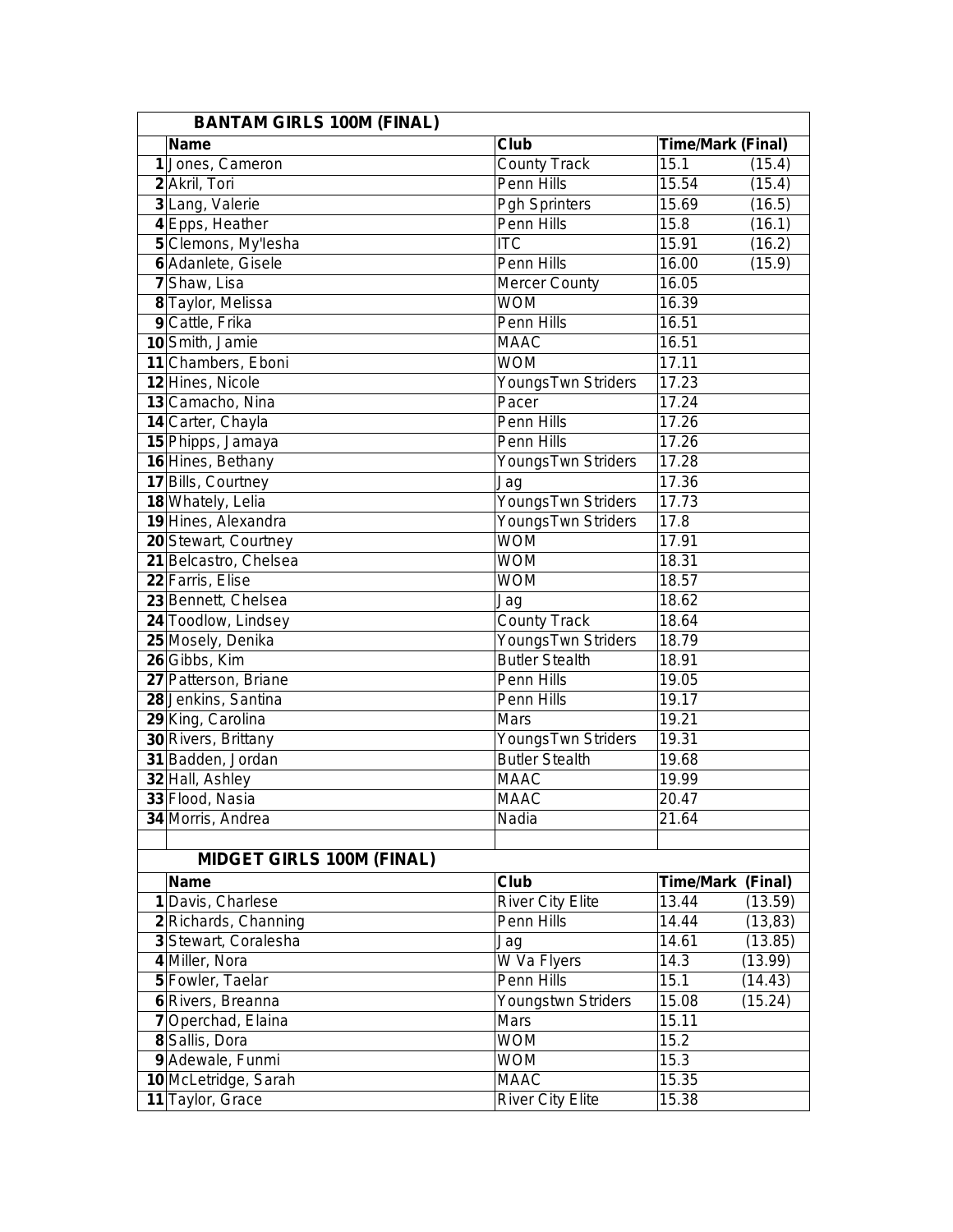## BANTAM GIRLS 100M (FINAL)

| | Name | Club | Time/Mark (Final) | |
|---|---|---|---|---|
| 1 | Jones, Cameron | County Track | 15.1 | (15.4) |
| 2 | Akril, Tori | Penn Hills | 15.54 | (15.4) |
| 3 | Lang, Valerie | Pgh Sprinters | 15.69 | (16.5) |
| 4 | Epps, Heather | Penn Hills | 15.8 | (16.1) |
| 5 | Clemons, My'lesha | ITC | 15.91 | (16.2) |
| 6 | Adanlete, Gisele | Penn Hills | 16.00 | (15.9) |
| 7 | Shaw, Lisa | Mercer County | 16.05 | |
| 8 | Taylor, Melissa | WOM | 16.39 | |
| 9 | Cattle, Frika | Penn Hills | 16.51 | |
| 10 | Smith, Jamie | MAAC | 16.51 | |
| 11 | Chambers, Eboni | WOM | 17.11 | |
| 12 | Hines, Nicole | YoungsTwn Striders | 17.23 | |
| 13 | Camacho, Nina | Pacer | 17.24 | |
| 14 | Carter, Chayla | Penn Hills | 17.26 | |
| 15 | Phipps, Jamaya | Penn Hills | 17.26 | |
| 16 | Hines, Bethany | YoungsTwn Striders | 17.28 | |
| 17 | Bills, Courtney | Jag | 17.36 | |
| 18 | Whately, Lelia | YoungsTwn Striders | 17.73 | |
| 19 | Hines, Alexandra | YoungsTwn Striders | 17.8 | |
| 20 | Stewart, Courtney | WOM | 17.91 | |
| 21 | Belcastro, Chelsea | WOM | 18.31 | |
| 22 | Farris, Elise | WOM | 18.57 | |
| 23 | Bennett, Chelsea | Jag | 18.62 | |
| 24 | Toodlow, Lindsey | County Track | 18.64 | |
| 25 | Mosely, Denika | YoungsTwn Striders | 18.79 | |
| 26 | Gibbs, Kim | Butler Stealth | 18.91 | |
| 27 | Patterson, Briane | Penn Hills | 19.05 | |
| 28 | Jenkins, Santina | Penn Hills | 19.17 | |
| 29 | King, Carolina | Mars | 19.21 | |
| 30 | Rivers, Brittany | YoungsTwn Striders | 19.31 | |
| 31 | Badden, Jordan | Butler Stealth | 19.68 | |
| 32 | Hall, Ashley | MAAC | 19.99 | |
| 33 | Flood, Nasia | MAAC | 20.47 | |
| 34 | Morris, Andrea | Nadia | 21.64 | |

## MIDGET GIRLS 100M (FINAL)

| | Name | Club | Time/Mark (Final) | |
|---|---|---|---|---|
| 1 | Davis, Charlese | River City Elite | 13.44 | (13.59) |
| 2 | Richards, Channing | Penn Hills | 14.44 | (13,83) |
| 3 | Stewart, Coralesha | Jag | 14.61 | (13.85) |
| 4 | Miller, Nora | W Va Flyers | 14.3 | (13.99) |
| 5 | Fowler, Taelar | Penn Hills | 15.1 | (14.43) |
| 6 | Rivers, Breanna | Youngstwn Striders | 15.08 | (15.24) |
| 7 | Operchad, Elaina | Mars | 15.11 | |
| 8 | Sallis, Dora | WOM | 15.2 | |
| 9 | Adewale, Funmi | WOM | 15.3 | |
| 10 | McLetridge, Sarah | MAAC | 15.35 | |
| 11 | Taylor, Grace | River City Elite | 15.38 | |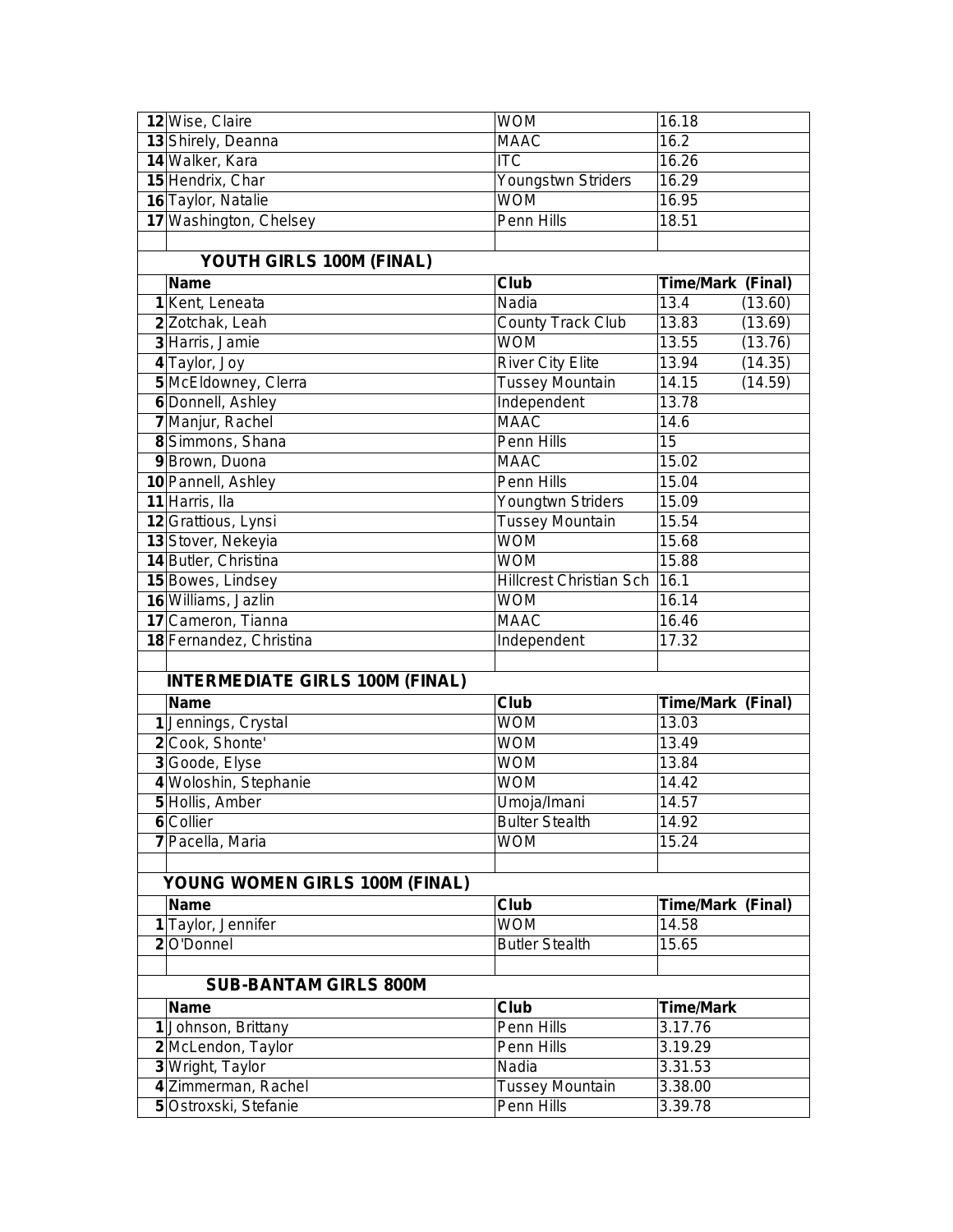| | | | |
|---|---|---|---|
| 12 | Wise, Claire | WOM | 16.18 |
| 13 | Shirely, Deanna | MAAC | 16.2 |
| 14 | Walker, Kara | ITC | 16.26 |
| 15 | Hendrix, Char | Youngstwn Striders | 16.29 |
| 16 | Taylor, Natalie | WOM | 16.95 |
| 17 | Washington, Chelsey | Penn Hills | 18.51 |

## YOUTH GIRLS 100M (FINAL)

| | Name | Club | Time/Mark | (Final) |
|---|---|---|---|---|
| 1 | Kent, Leneata | Nadia | 13.4 | (13.60) |
| 2 | Zotchak, Leah | County Track Club | 13.83 | (13.69) |
| 3 | Harris, Jamie | WOM | 13.55 | (13.76) |
| 4 | Taylor, Joy | River City Elite | 13.94 | (14.35) |
| 5 | McEldowney, Clerra | Tussey Mountain | 14.15 | (14.59) |
| 6 | Donnell, Ashley | Independent | 13.78 | |
| 7 | Manjur, Rachel | MAAC | 14.6 | |
| 8 | Simmons, Shana | Penn Hills | 15 | |
| 9 | Brown, Duona | MAAC | 15.02 | |
| 10 | Pannell, Ashley | Penn Hills | 15.04 | |
| 11 | Harris, Ila | Youngtwn Striders | 15.09 | |
| 12 | Grattious, Lynsi | Tussey Mountain | 15.54 | |
| 13 | Stover, Nekeyia | WOM | 15.68 | |
| 14 | Butler, Christina | WOM | 15.88 | |
| 15 | Bowes, Lindsey | Hillcrest Christian Sch | 16.1 | |
| 16 | Williams, Jazlin | WOM | 16.14 | |
| 17 | Cameron, Tianna | MAAC | 16.46 | |
| 18 | Fernandez, Christina | Independent | 17.32 | |

## INTERMEDIATE GIRLS 100M (FINAL)

| | Name | Club | Time/Mark (Final) |
|---|---|---|---|
| 1 | Jennings, Crystal | WOM | 13.03 |
| 2 | Cook, Shonte' | WOM | 13.49 |
| 3 | Goode, Elyse | WOM | 13.84 |
| 4 | Woloshin, Stephanie | WOM | 14.42 |
| 5 | Hollis, Amber | Umoja/Imani | 14.57 |
| 6 | Collier | Bulter Stealth | 14.92 |
| 7 | Pacella, Maria | WOM | 15.24 |

## YOUNG WOMEN GIRLS 100M (FINAL)

| | Name | Club | Time/Mark (Final) |
|---|---|---|---|
| 1 | Taylor, Jennifer | WOM | 14.58 |
| 2 | O'Donnel | Butler Stealth | 15.65 |

## SUB-BANTAM GIRLS 800M

| | Name | Club | Time/Mark |
|---|---|---|---|
| 1 | Johnson, Brittany | Penn Hills | 3.17.76 |
| 2 | McLendon, Taylor | Penn Hills | 3.19.29 |
| 3 | Wright, Taylor | Nadia | 3.31.53 |
| 4 | Zimmerman, Rachel | Tussey Mountain | 3.38.00 |
| 5 | Ostroxski, Stefanie | Penn Hills | 3.39.78 |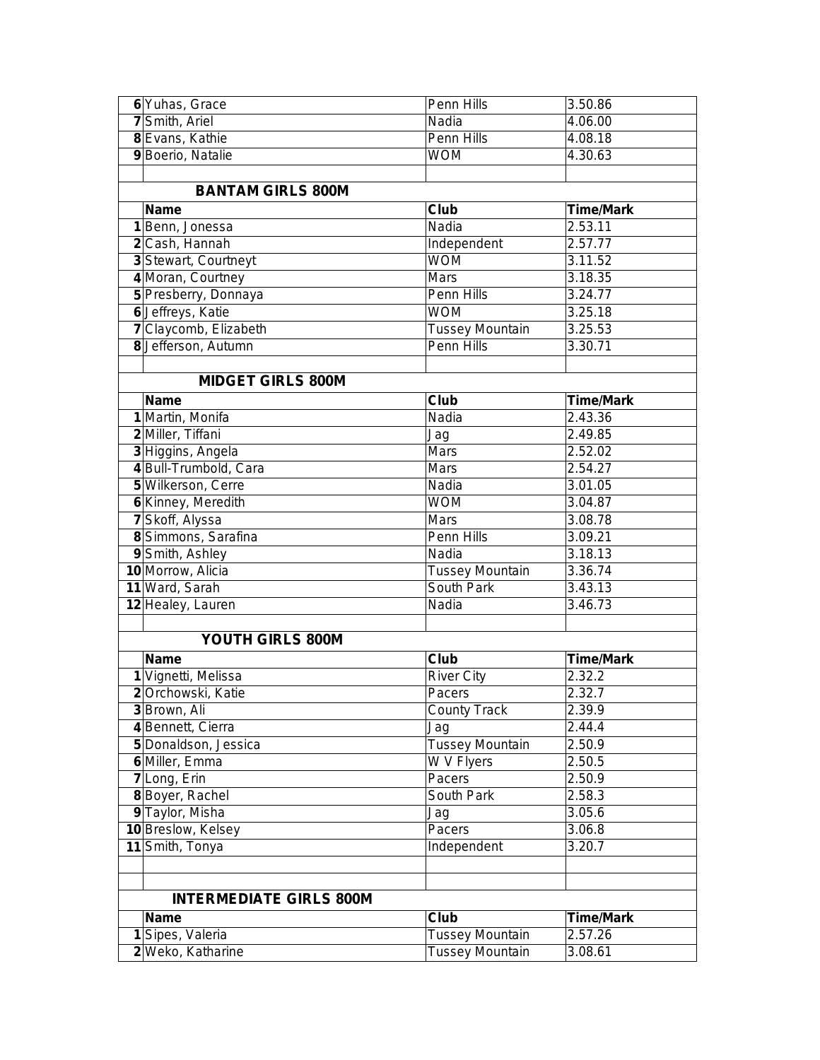| | | | |
|---|---|---|---|
| 6 | Yuhas, Grace | Penn Hills | 3.50.86 |
| 7 | Smith, Ariel | Nadia | 4.06.00 |
| 8 | Evans, Kathie | Penn Hills | 4.08.18 |
| 9 | Boerio, Natalie | WOM | 4.30.63 |

## BANTAM GIRLS 800M

| | Name | Club | Time/Mark |
|---|---|---|---|
| 1 | Benn, Jonessa | Nadia | 2.53.11 |
| 2 | Cash, Hannah | Independent | 2.57.77 |
| 3 | Stewart, Courtneyt | WOM | 3.11.52 |
| 4 | Moran, Courtney | Mars | 3.18.35 |
| 5 | Presberry, Donnaya | Penn Hills | 3.24.77 |
| 6 | Jeffreys, Katie | WOM | 3.25.18 |
| 7 | Claycomb, Elizabeth | Tussey Mountain | 3.25.53 |
| 8 | Jefferson, Autumn | Penn Hills | 3.30.71 |

## MIDGET GIRLS 800M

| | Name | Club | Time/Mark |
|---|---|---|---|
| 1 | Martin, Monifa | Nadia | 2.43.36 |
| 2 | Miller, Tiffani | Jag | 2.49.85 |
| 3 | Higgins, Angela | Mars | 2.52.02 |
| 4 | Bull-Trumbold, Cara | Mars | 2.54.27 |
| 5 | Wilkerson, Cerre | Nadia | 3.01.05 |
| 6 | Kinney, Meredith | WOM | 3.04.87 |
| 7 | Skoff, Alyssa | Mars | 3.08.78 |
| 8 | Simmons, Sarafina | Penn Hills | 3.09.21 |
| 9 | Smith, Ashley | Nadia | 3.18.13 |
| 10 | Morrow, Alicia | Tussey Mountain | 3.36.74 |
| 11 | Ward, Sarah | South Park | 3.43.13 |
| 12 | Healey, Lauren | Nadia | 3.46.73 |

## YOUTH GIRLS 800M

| | Name | Club | Time/Mark |
|---|---|---|---|
| 1 | Vignetti, Melissa | River City | 2.32.2 |
| 2 | Orchowski, Katie | Pacers | 2.32.7 |
| 3 | Brown, Ali | County Track | 2.39.9 |
| 4 | Bennett, Cierra | Jag | 2.44.4 |
| 5 | Donaldson, Jessica | Tussey Mountain | 2.50.9 |
| 6 | Miller, Emma | W V Flyers | 2.50.5 |
| 7 | Long, Erin | Pacers | 2.50.9 |
| 8 | Boyer, Rachel | South Park | 2.58.3 |
| 9 | Taylor, Misha | Jag | 3.05.6 |
| 10 | Breslow, Kelsey | Pacers | 3.06.8 |
| 11 | Smith, Tonya | Independent | 3.20.7 |

## INTERMEDIATE GIRLS 800M

| | Name | Club | Time/Mark |
|---|---|---|---|
| 1 | Sipes, Valeria | Tussey Mountain | 2.57.26 |
| 2 | Weko, Katharine | Tussey Mountain | 3.08.61 |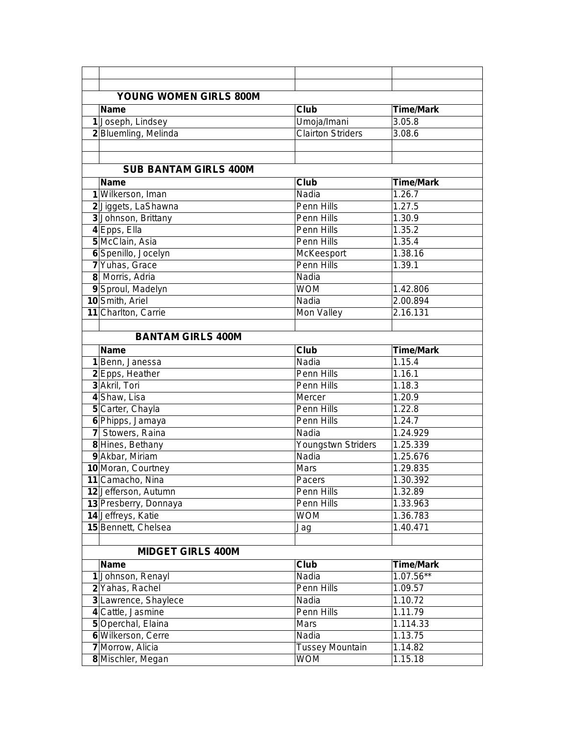## YOUNG WOMEN GIRLS 800M

| | Name | Club | Time/Mark |
|---|---|---|---|
| 1 | Joseph, Lindsey | Umoja/Imani | 3.05.8 |
| 2 | Bluemling, Melinda | Clairton Striders | 3.08.6 |

## SUB BANTAM GIRLS 400M

| | Name | Club | Time/Mark |
|---|---|---|---|
| 1 | Wilkerson, Iman | Nadia | 1.26.7 |
| 2 | Jiggets, LaShawna | Penn Hills | 1.27.5 |
| 3 | Johnson, Brittany | Penn Hills | 1.30.9 |
| 4 | Epps, Ella | Penn Hills | 1.35.2 |
| 5 | McClain, Asia | Penn Hills | 1.35.4 |
| 6 | Spenillo, Jocelyn | McKeesport | 1.38.16 |
| 7 | Yuhas, Grace | Penn Hills | 1.39.1 |
| 8 | Morris, Adria | Nadia | |
| 9 | Sproul, Madelyn | WOM | 1.42.806 |
| 10 | Smith, Ariel | Nadia | 2.00.894 |
| 11 | Charlton, Carrie | Mon Valley | 2.16.131 |

## BANTAM GIRLS 400M

| | Name | Club | Time/Mark |
|---|---|---|---|
| 1 | Benn, Janessa | Nadia | 1.15.4 |
| 2 | Epps, Heather | Penn Hills | 1.16.1 |
| 3 | Akril, Tori | Penn Hills | 1.18.3 |
| 4 | Shaw, Lisa | Mercer | 1.20.9 |
| 5 | Carter, Chayla | Penn Hills | 1.22.8 |
| 6 | Phipps, Jamaya | Penn Hills | 1.24.7 |
| 7 | Stowers, Raina | Nadia | 1.24.929 |
| 8 | Hines, Bethany | Youngstwn Striders | 1.25.339 |
| 9 | Akbar, Miriam | Nadia | 1.25.676 |
| 10 | Moran, Courtney | Mars | 1.29.835 |
| 11 | Camacho, Nina | Pacers | 1.30.392 |
| 12 | Jefferson, Autumn | Penn Hills | 1.32.89 |
| 13 | Presberry, Donnaya | Penn Hills | 1.33.963 |
| 14 | Jeffreys, Katie | WOM | 1.36.783 |
| 15 | Bennett, Chelsea | Jag | 1.40.471 |

## MIDGET GIRLS 400M

| | Name | Club | Time/Mark |
|---|---|---|---|
| 1 | Johnson, Renayl | Nadia | 1.07.56** |
| 2 | Yahas, Rachel | Penn Hills | 1.09.57 |
| 3 | Lawrence, Shaylece | Nadia | 1.10.72 |
| 4 | Cattle, Jasmine | Penn Hills | 1.11.79 |
| 5 | Operchal, Elaina | Mars | 1.114.33 |
| 6 | Wilkerson, Cerre | Nadia | 1.13.75 |
| 7 | Morrow, Alicia | Tussey Mountain | 1.14.82 |
| 8 | Mischler, Megan | WOM | 1.15.18 |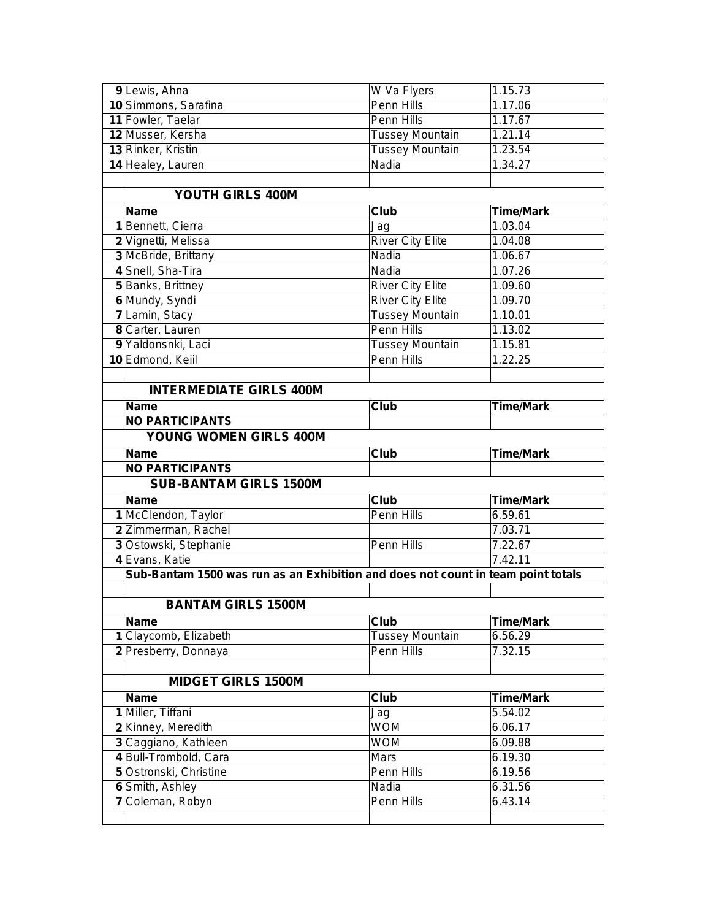| | | | |
|---|---|---|---|
| 9 | Lewis, Ahna | W Va Flyers | 1.15.73 |
| 10 | Simmons, Sarafina | Penn Hills | 1.17.06 |
| 11 | Fowler, Taelar | Penn Hills | 1.17.67 |
| 12 | Musser, Kersha | Tussey Mountain | 1.21.14 |
| 13 | Rinker, Kristin | Tussey Mountain | 1.23.54 |
| 14 | Healey, Lauren | Nadia | 1.34.27 |

**YOUTH GIRLS 400M**

| | Name | Club | Time/Mark |
|---|---|---|---|
| 1 | Bennett, Cierra | Jag | 1.03.04 |
| 2 | Vignetti, Melissa | River City Elite | 1.04.08 |
| 3 | McBride, Brittany | Nadia | 1.06.67 |
| 4 | Snell, Sha-Tira | Nadia | 1.07.26 |
| 5 | Banks, Brittney | River City Elite | 1.09.60 |
| 6 | Mundy, Syndi | River City Elite | 1.09.70 |
| 7 | Lamin, Stacy | Tussey Mountain | 1.10.01 |
| 8 | Carter, Lauren | Penn Hills | 1.13.02 |
| 9 | Yaldonsnki, Laci | Tussey Mountain | 1.15.81 |
| 10 | Edmond, Keiil | Penn Hills | 1.22.25 |

**INTERMEDIATE GIRLS 400M**

| | Name | Club | Time/Mark |
|---|---|---|---|
| | **NO PARTICIPANTS** | | |

**YOUNG WOMEN GIRLS 400M**

| | Name | Club | Time/Mark |
|---|---|---|---|
| | **NO PARTICIPANTS** | | |

**SUB-BANTAM GIRLS 1500M**

| | Name | Club | Time/Mark |
|---|---|---|---|
| 1 | McClendon, Taylor | Penn Hills | 6.59.61 |
| 2 | Zimmerman, Rachel | | 7.03.71 |
| 3 | Ostowski, Stephanie | Penn Hills | 7.22.67 |
| 4 | Evans, Katie | | 7.42.11 |

**Sub-Bantam 1500 was run as an Exhibition and does not count in team point totals**

**BANTAM GIRLS 1500M**

| | Name | Club | Time/Mark |
|---|---|---|---|
| 1 | Claycomb, Elizabeth | Tussey Mountain | 6.56.29 |
| 2 | Presberry, Donnaya | Penn Hills | 7.32.15 |

**MIDGET GIRLS 1500M**

| | Name | Club | Time/Mark |
|---|---|---|---|
| 1 | Miller, Tiffani | Jag | 5.54.02 |
| 2 | Kinney, Meredith | WOM | 6.06.17 |
| 3 | Caggiano, Kathleen | WOM | 6.09.88 |
| 4 | Bull-Trombold, Cara | Mars | 6.19.30 |
| 5 | Ostronski, Christine | Penn Hills | 6.19.56 |
| 6 | Smith, Ashley | Nadia | 6.31.56 |
| 7 | Coleman, Robyn | Penn Hills | 6.43.14 |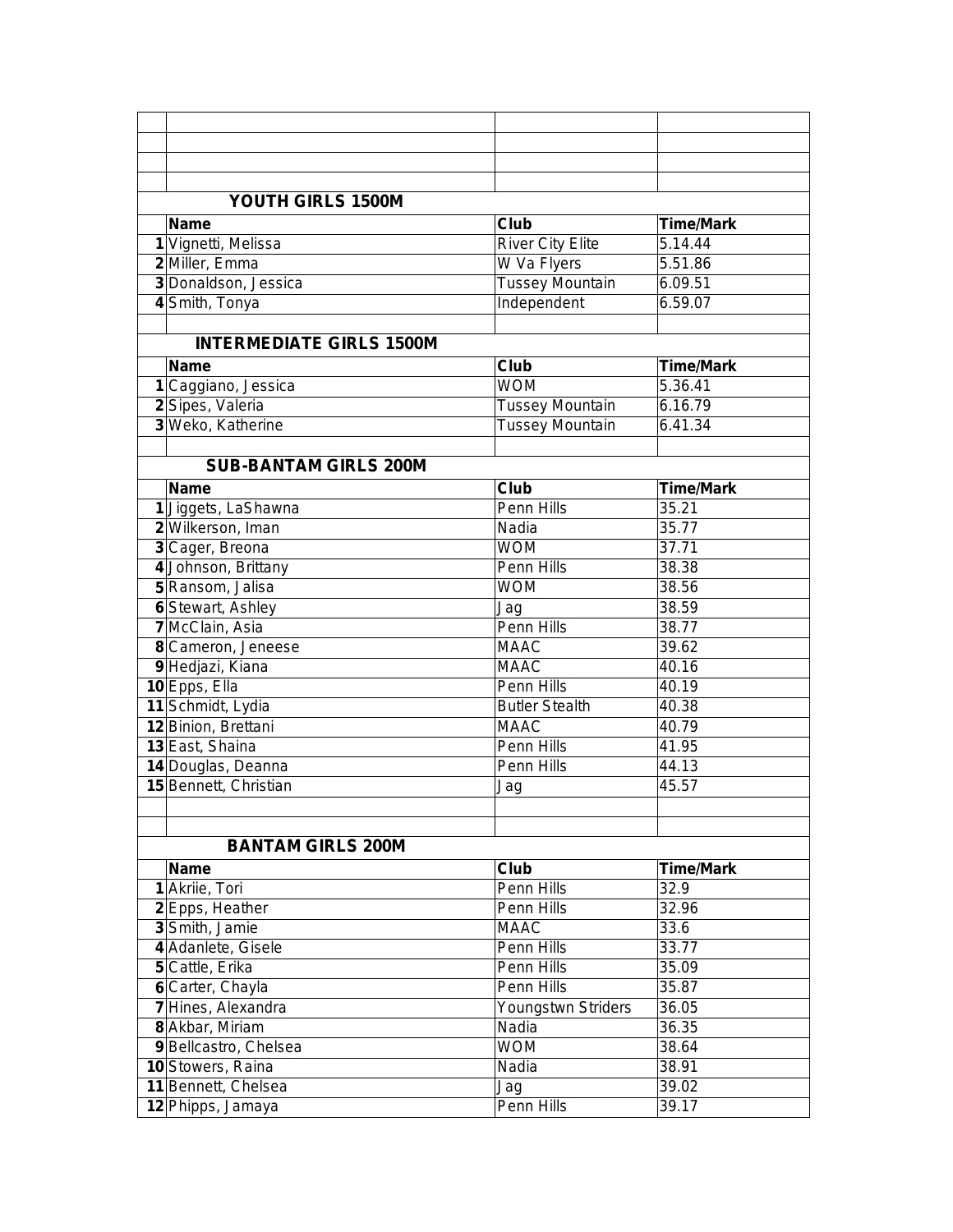## YOUTH GIRLS 1500M

| | Name | Club | Time/Mark |
|---|---|---|---|
| 1 | Vignetti, Melissa | River City Elite | 5.14.44 |
| 2 | Miller, Emma | W Va Flyers | 5.51.86 |
| 3 | Donaldson, Jessica | Tussey Mountain | 6.09.51 |
| 4 | Smith, Tonya | Independent | 6.59.07 |

## INTERMEDIATE GIRLS 1500M

| | Name | Club | Time/Mark |
|---|---|---|---|
| 1 | Caggiano, Jessica | WOM | 5.36.41 |
| 2 | Sipes, Valeria | Tussey Mountain | 6.16.79 |
| 3 | Weko, Katherine | Tussey Mountain | 6.41.34 |

## SUB-BANTAM GIRLS 200M

| | Name | Club | Time/Mark |
|---|---|---|---|
| 1 | Jiggets, LaShawna | Penn Hills | 35.21 |
| 2 | Wilkerson, Iman | Nadia | 35.77 |
| 3 | Cager, Breona | WOM | 37.71 |
| 4 | Johnson, Brittany | Penn Hills | 38.38 |
| 5 | Ransom, Jalisa | WOM | 38.56 |
| 6 | Stewart, Ashley | Jag | 38.59 |
| 7 | McClain, Asia | Penn Hills | 38.77 |
| 8 | Cameron, Jeneese | MAAC | 39.62 |
| 9 | Hedjazi, Kiana | MAAC | 40.16 |
| 10 | Epps, Ella | Penn Hills | 40.19 |
| 11 | Schmidt, Lydia | Butler Stealth | 40.38 |
| 12 | Binion, Brettani | MAAC | 40.79 |
| 13 | East, Shaina | Penn Hills | 41.95 |
| 14 | Douglas, Deanna | Penn Hills | 44.13 |
| 15 | Bennett, Christian | Jag | 45.57 |

## BANTAM GIRLS 200M

| | Name | Club | Time/Mark |
|---|---|---|---|
| 1 | Akriie, Tori | Penn Hills | 32.9 |
| 2 | Epps, Heather | Penn Hills | 32.96 |
| 3 | Smith, Jamie | MAAC | 33.6 |
| 4 | Adanlete, Gisele | Penn Hills | 33.77 |
| 5 | Cattle, Erika | Penn Hills | 35.09 |
| 6 | Carter, Chayla | Penn Hills | 35.87 |
| 7 | Hines, Alexandra | Youngstwn Striders | 36.05 |
| 8 | Akbar, Miriam | Nadia | 36.35 |
| 9 | Bellcastro, Chelsea | WOM | 38.64 |
| 10 | Stowers, Raina | Nadia | 38.91 |
| 11 | Bennett, Chelsea | Jag | 39.02 |
| 12 | Phipps, Jamaya | Penn Hills | 39.17 |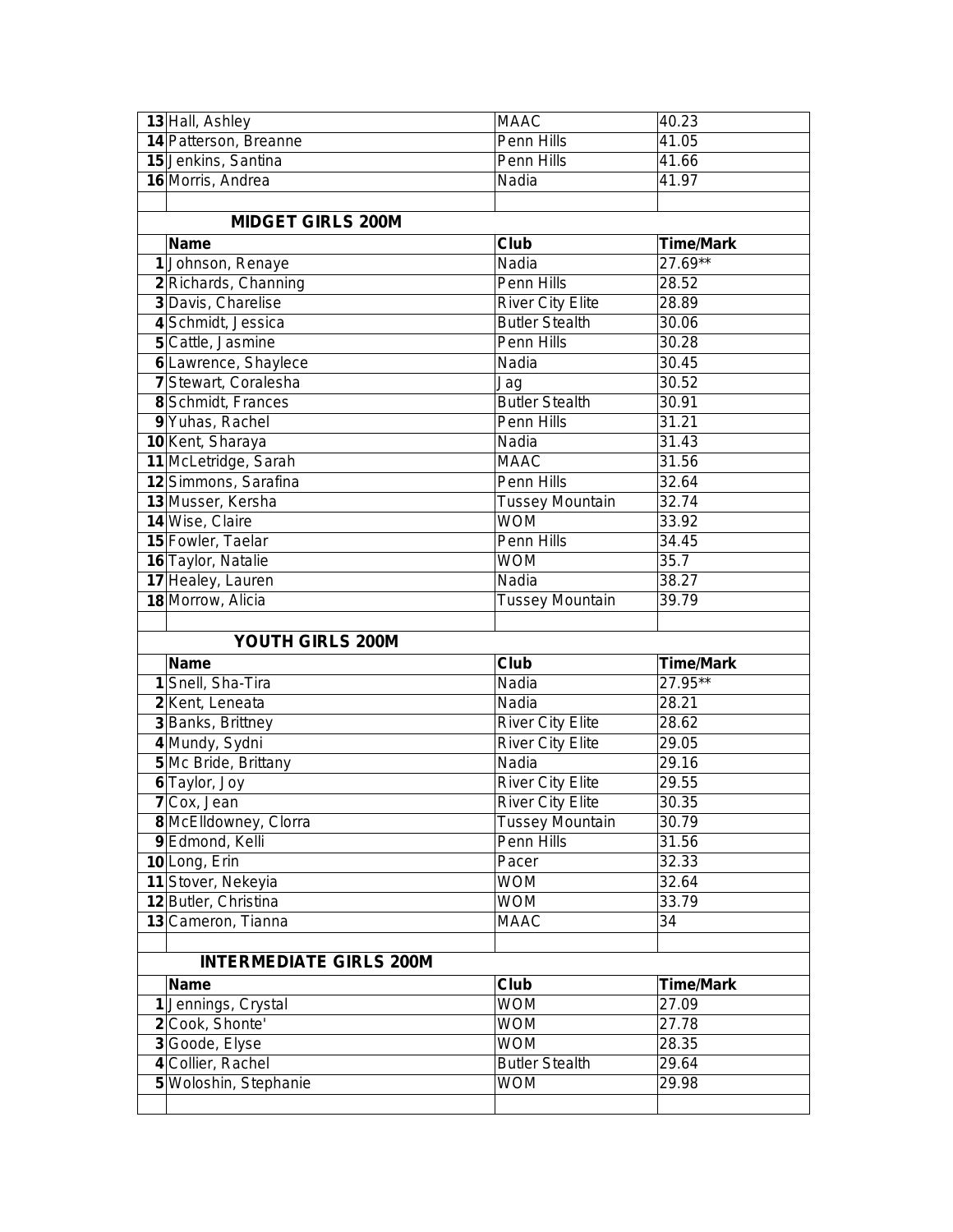| | | | |
|---|---|---|---|
| 13 | Hall, Ashley | MAAC | 40.23 |
| 14 | Patterson, Breanne | Penn Hills | 41.05 |
| 15 | Jenkins, Santina | Penn Hills | 41.66 |
| 16 | Morris, Andrea | Nadia | 41.97 |

## MIDGET GIRLS 200M

| | Name | Club | Time/Mark |
|---|---|---|---|
| 1 | Johnson, Renaye | Nadia | 27.69** |
| 2 | Richards, Channing | Penn Hills | 28.52 |
| 3 | Davis, Charelise | River City Elite | 28.89 |
| 4 | Schmidt, Jessica | Butler Stealth | 30.06 |
| 5 | Cattle, Jasmine | Penn Hills | 30.28 |
| 6 | Lawrence, Shaylece | Nadia | 30.45 |
| 7 | Stewart, Coralesha | Jag | 30.52 |
| 8 | Schmidt, Frances | Butler Stealth | 30.91 |
| 9 | Yuhas, Rachel | Penn Hills | 31.21 |
| 10 | Kent, Sharaya | Nadia | 31.43 |
| 11 | McLetridge, Sarah | MAAC | 31.56 |
| 12 | Simmons, Sarafina | Penn Hills | 32.64 |
| 13 | Musser, Kersha | Tussey Mountain | 32.74 |
| 14 | Wise, Claire | WOM | 33.92 |
| 15 | Fowler, Taelar | Penn Hills | 34.45 |
| 16 | Taylor, Natalie | WOM | 35.7 |
| 17 | Healey, Lauren | Nadia | 38.27 |
| 18 | Morrow, Alicia | Tussey Mountain | 39.79 |

## YOUTH GIRLS 200M

| | Name | Club | Time/Mark |
|---|---|---|---|
| 1 | Snell, Sha-Tira | Nadia | 27.95** |
| 2 | Kent, Leneata | Nadia | 28.21 |
| 3 | Banks, Brittney | River City Elite | 28.62 |
| 4 | Mundy, Sydni | River City Elite | 29.05 |
| 5 | Mc Bride, Brittany | Nadia | 29.16 |
| 6 | Taylor, Joy | River City Elite | 29.55 |
| 7 | Cox, Jean | River City Elite | 30.35 |
| 8 | McElldowney, Clorra | Tussey Mountain | 30.79 |
| 9 | Edmond, Kelli | Penn Hills | 31.56 |
| 10 | Long, Erin | Pacer | 32.33 |
| 11 | Stover, Nekeyia | WOM | 32.64 |
| 12 | Butler, Christina | WOM | 33.79 |
| 13 | Cameron, Tianna | MAAC | 34 |

## INTERMEDIATE GIRLS 200M

| | Name | Club | Time/Mark |
|---|---|---|---|
| 1 | Jennings, Crystal | WOM | 27.09 |
| 2 | Cook, Shonte' | WOM | 27.78 |
| 3 | Goode, Elyse | WOM | 28.35 |
| 4 | Collier, Rachel | Butler Stealth | 29.64 |
| 5 | Woloshin, Stephanie | WOM | 29.98 |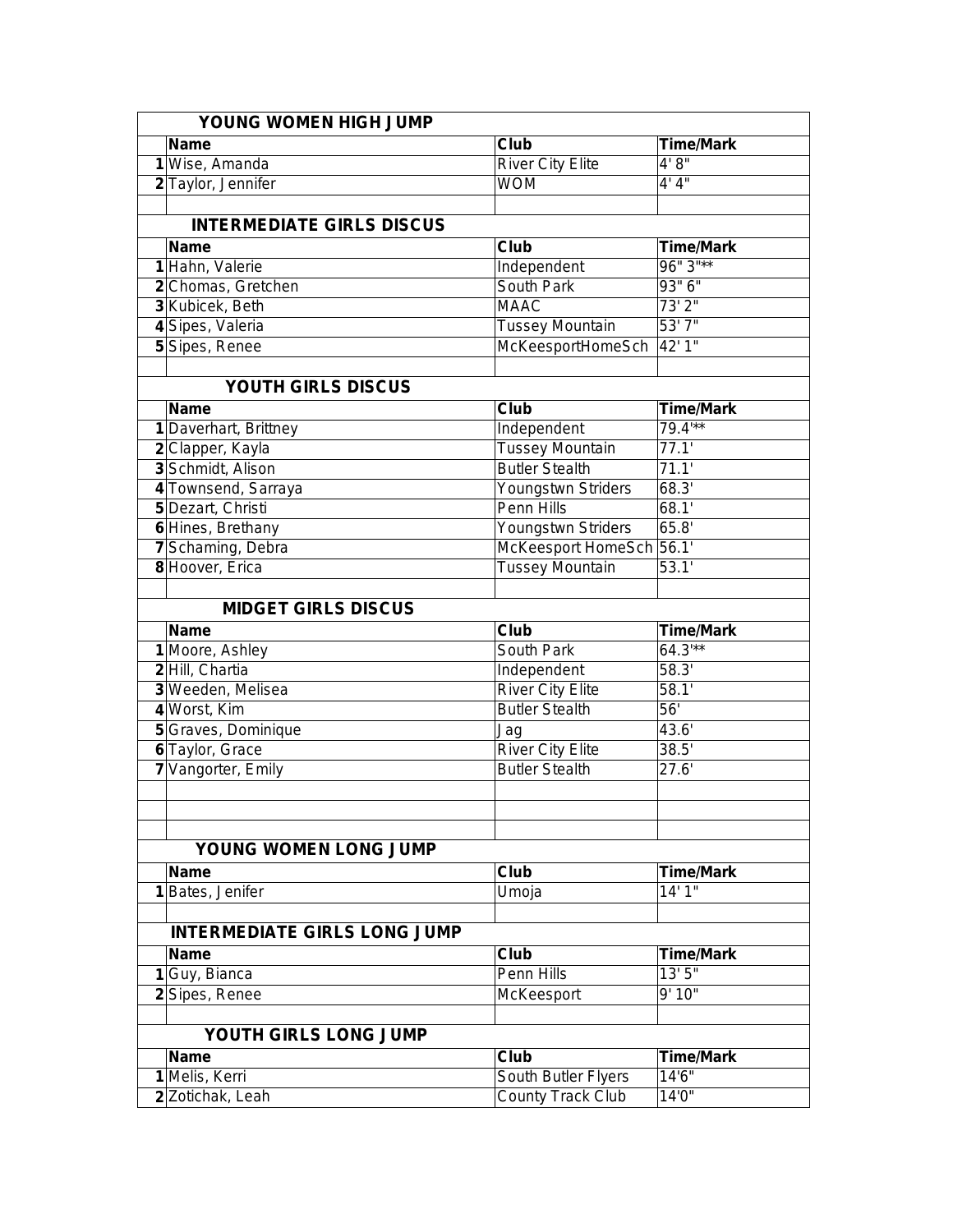| | YOUNG WOMEN HIGH JUMP | | |
|---|---|---|---|
| | **Name** | **Club** | **Time/Mark** |
| **1** | Wise, Amanda | River City Elite | 4' 8" |
| **2** | Taylor, Jennifer | WOM | 4' 4" |

| | INTERMEDIATE GIRLS DISCUS | | |
|---|---|---|---|
| | **Name** | **Club** | **Time/Mark** |
| **1** | Hahn, Valerie | Independent | 96" 3"** |
| **2** | Chomas, Gretchen | South Park | 93" 6" |
| **3** | Kubicek, Beth | MAAC | 73' 2" |
| **4** | Sipes, Valeria | Tussey Mountain | 53' 7" |
| **5** | Sipes, Renee | McKeesportHomeSch | 42' 1" |

| | YOUTH GIRLS DISCUS | | |
|---|---|---|---|
| | **Name** | **Club** | **Time/Mark** |
| **1** | Daverhart, Brittney | Independent | 79.4'** |
| **2** | Clapper, Kayla | Tussey Mountain | 77.1' |
| **3** | Schmidt, Alison | Butler Stealth | 71.1' |
| **4** | Townsend, Sarraya | Youngstwn Striders | 68.3' |
| **5** | Dezart, Christi | Penn Hills | 68.1' |
| **6** | Hines, Brethany | Youngstwn Striders | 65.8' |
| **7** | Schaming, Debra | McKeesport HomeSch | 56.1' |
| **8** | Hoover, Erica | Tussey Mountain | 53.1' |

| | MIDGET GIRLS DISCUS | | |
|---|---|---|---|
| | **Name** | **Club** | **Time/Mark** |
| **1** | Moore, Ashley | South Park | 64.3'** |
| **2** | Hill, Chartia | Independent | 58.3' |
| **3** | Weeden, Melisea | River City Elite | 58.1' |
| **4** | Worst, Kim | Butler Stealth | 56' |
| **5** | Graves, Dominique | Jag | 43.6' |
| **6** | Taylor, Grace | River City Elite | 38.5' |
| **7** | Vangorter, Emily | Butler Stealth | 27.6' |

| | YOUNG WOMEN LONG JUMP | | |
|---|---|---|---|
| | **Name** | **Club** | **Time/Mark** |
| **1** | Bates, Jenifer | Umoja | 14' 1" |

| | INTERMEDIATE GIRLS LONG JUMP | | |
|---|---|---|---|
| | **Name** | **Club** | **Time/Mark** |
| **1** | Guy, Bianca | Penn Hills | 13' 5" |
| **2** | Sipes, Renee | McKeesport | 9' 10" |

| | YOUTH GIRLS LONG JUMP | | |
|---|---|---|---|
| | **Name** | **Club** | **Time/Mark** |
| **1** | Melis, Kerri | South Butler Flyers | 14'6" |
| **2** | Zotichak, Leah | County Track Club | 14'0" |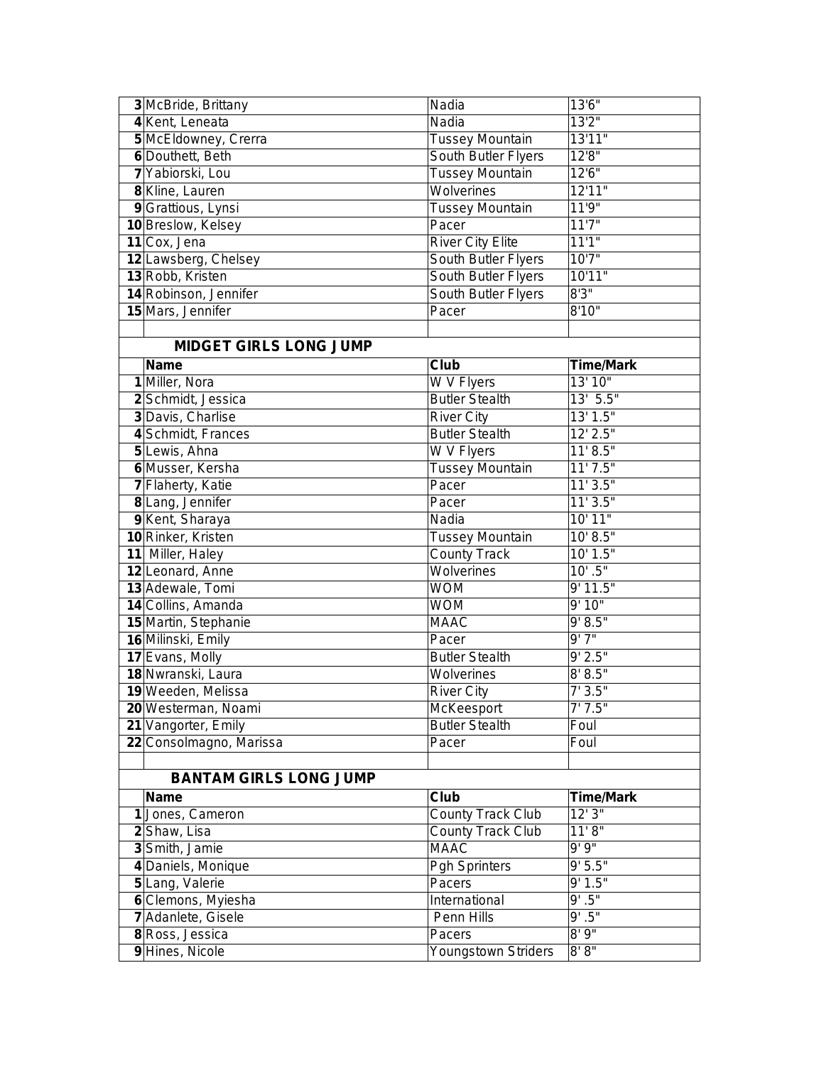| | | | |
|---|---|---|---|
| 3 | McBride, Brittany | Nadia | 13'6" |
| 4 | Kent, Leneata | Nadia | 13'2" |
| 5 | McEldowney, Crerra | Tussey Mountain | 13'11" |
| 6 | Douthett, Beth | South Butler Flyers | 12'8" |
| 7 | Yabiorski, Lou | Tussey Mountain | 12'6" |
| 8 | Kline, Lauren | Wolverines | 12'11" |
| 9 | Grattious, Lynsi | Tussey Mountain | 11'9" |
| 10 | Breslow, Kelsey | Pacer | 11'7" |
| 11 | Cox, Jena | River City Elite | 11'1" |
| 12 | Lawsberg, Chelsey | South Butler Flyers | 10'7" |
| 13 | Robb, Kristen | South Butler Flyers | 10'11" |
| 14 | Robinson, Jennifer | South Butler Flyers | 8'3" |
| 15 | Mars, Jennifer | Pacer | 8'10" |

## MIDGET GIRLS LONG JUMP

| | Name | Club | Time/Mark |
|---|---|---|---|
| 1 | Miller, Nora | W V Flyers | 13' 10" |
| 2 | Schmidt, Jessica | Butler Stealth | 13' 5.5" |
| 3 | Davis, Charlise | River City | 13' 1.5" |
| 4 | Schmidt, Frances | Butler Stealth | 12' 2.5" |
| 5 | Lewis, Ahna | W V Flyers | 11' 8.5" |
| 6 | Musser, Kersha | Tussey Mountain | 11' 7.5" |
| 7 | Flaherty, Katie | Pacer | 11' 3.5" |
| 8 | Lang, Jennifer | Pacer | 11' 3.5" |
| 9 | Kent, Sharaya | Nadia | 10' 11" |
| 10 | Rinker, Kristen | Tussey Mountain | 10' 8.5" |
| 11 | Miller, Haley | County Track | 10' 1.5" |
| 12 | Leonard, Anne | Wolverines | 10' .5" |
| 13 | Adewale, Tomi | WOM | 9' 11.5" |
| 14 | Collins, Amanda | WOM | 9' 10" |
| 15 | Martin, Stephanie | MAAC | 9' 8.5" |
| 16 | Milinski, Emily | Pacer | 9' 7" |
| 17 | Evans, Molly | Butler Stealth | 9' 2.5" |
| 18 | Nwranski, Laura | Wolverines | 8' 8.5" |
| 19 | Weeden, Melissa | River City | 7' 3.5" |
| 20 | Westerman, Noami | McKeesport | 7' 7.5" |
| 21 | Vangorter, Emily | Butler Stealth | Foul |
| 22 | Consolmagno, Marissa | Pacer | Foul |

## BANTAM GIRLS LONG JUMP

| | Name | Club | Time/Mark |
|---|---|---|---|
| 1 | Jones, Cameron | County Track Club | 12' 3" |
| 2 | Shaw, Lisa | County Track Club | 11' 8" |
| 3 | Smith, Jamie | MAAC | 9' 9" |
| 4 | Daniels, Monique | Pgh Sprinters | 9' 5.5" |
| 5 | Lang, Valerie | Pacers | 9' 1.5" |
| 6 | Clemons, Myiesha | International | 9' .5" |
| 7 | Adanlete, Gisele | Penn Hills | 9' .5" |
| 8 | Ross, Jessica | Pacers | 8' 9" |
| 9 | Hines, Nicole | Youngstown Striders | 8' 8" |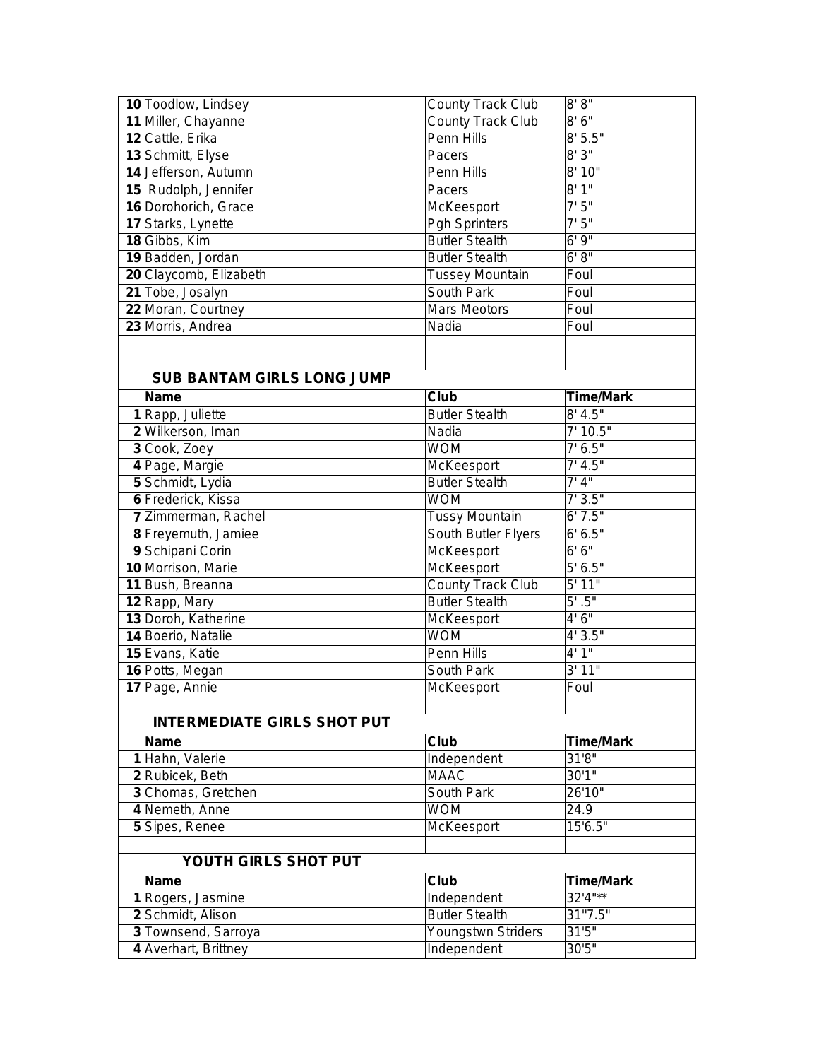| | | | |
|---|---|---|---|
| 10 | Toodlow, Lindsey | County Track Club | 8' 8" |
| 11 | Miller, Chayanne | County Track Club | 8' 6" |
| 12 | Cattle, Erika | Penn Hills | 8' 5.5" |
| 13 | Schmitt, Elyse | Pacers | 8' 3" |
| 14 | Jefferson, Autumn | Penn Hills | 8' 10" |
| 15 | Rudolph, Jennifer | Pacers | 8' 1" |
| 16 | Dorohorich, Grace | McKeesport | 7' 5" |
| 17 | Starks, Lynette | Pgh Sprinters | 7' 5" |
| 18 | Gibbs, Kim | Butler Stealth | 6' 9" |
| 19 | Badden, Jordan | Butler Stealth | 6' 8" |
| 20 | Claycomb, Elizabeth | Tussey Mountain | Foul |
| 21 | Tobe, Josalyn | South Park | Foul |
| 22 | Moran, Courtney | Mars Meotors | Foul |
| 23 | Morris, Andrea | Nadia | Foul |

## SUB BANTAM GIRLS LONG JUMP

| | Name | Club | Time/Mark |
|---|---|---|---|
| 1 | Rapp, Juliette | Butler Stealth | 8' 4.5" |
| 2 | Wilkerson, Iman | Nadia | 7' 10.5" |
| 3 | Cook, Zoey | WOM | 7' 6.5" |
| 4 | Page, Margie | McKeesport | 7' 4.5" |
| 5 | Schmidt, Lydia | Butler Stealth | 7' 4" |
| 6 | Frederick, Kissa | WOM | 7' 3.5" |
| 7 | Zimmerman, Rachel | Tussy Mountain | 6' 7.5" |
| 8 | Freyemuth, Jamiee | South Butler Flyers | 6' 6.5" |
| 9 | Schipani Corin | McKeesport | 6' 6" |
| 10 | Morrison, Marie | McKeesport | 5' 6.5" |
| 11 | Bush, Breanna | County Track Club | 5' 11" |
| 12 | Rapp, Mary | Butler Stealth | 5' .5" |
| 13 | Doroh, Katherine | McKeesport | 4' 6" |
| 14 | Boerio, Natalie | WOM | 4' 3.5" |
| 15 | Evans, Katie | Penn Hills | 4' 1" |
| 16 | Potts, Megan | South Park | 3' 11" |
| 17 | Page, Annie | McKeesport | Foul |

## INTERMEDIATE GIRLS SHOT PUT

| | Name | Club | Time/Mark |
|---|---|---|---|
| 1 | Hahn, Valerie | Independent | 31'8" |
| 2 | Rubicek, Beth | MAAC | 30'1" |
| 3 | Chomas, Gretchen | South Park | 26'10" |
| 4 | Nemeth, Anne | WOM | 24.9 |
| 5 | Sipes, Renee | McKeesport | 15'6.5" |

## YOUTH GIRLS SHOT PUT

| | Name | Club | Time/Mark |
|---|---|---|---|
| 1 | Rogers, Jasmine | Independent | 32'4"** |
| 2 | Schmidt, Alison | Butler Stealth | 31"7.5" |
| 3 | Townsend, Sarroya | Youngstwn Striders | 31'5" |
| 4 | Averhart, Brittney | Independent | 30'5" |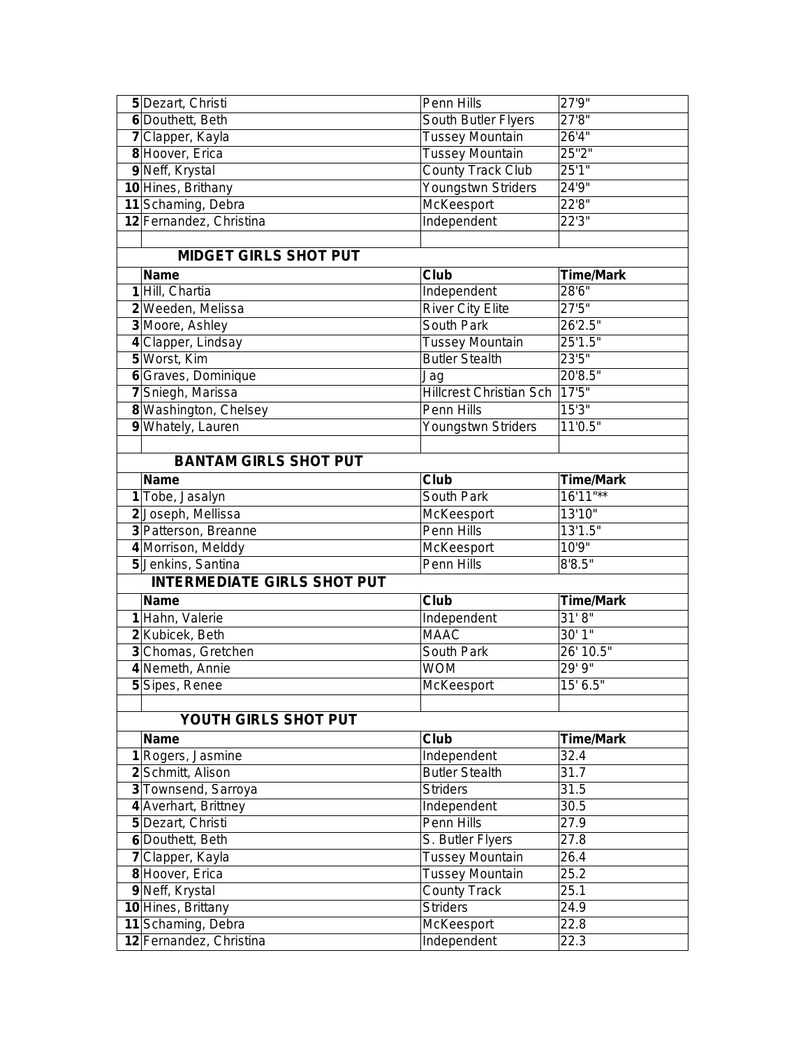| | | | |
|---|---|---|---|
| 5 | Dezart, Christi | Penn Hills | 27'9" |
| 6 | Douthett, Beth | South Butler Flyers | 27'8" |
| 7 | Clapper, Kayla | Tussey Mountain | 26'4" |
| 8 | Hoover, Erica | Tussey Mountain | 25"2" |
| 9 | Neff, Krystal | County Track Club | 25'1" |
| 10 | Hines, Brithany | Youngstwn Striders | 24'9" |
| 11 | Schaming, Debra | McKeesport | 22'8" |
| 12 | Fernandez, Christina | Independent | 22'3" |

## MIDGET GIRLS SHOT PUT

| | Name | Club | Time/Mark |
|---|---|---|---|
| 1 | Hill, Chartia | Independent | 28'6" |
| 2 | Weeden, Melissa | River City Elite | 27'5" |
| 3 | Moore, Ashley | South Park | 26'2.5" |
| 4 | Clapper, Lindsay | Tussey Mountain | 25'1.5" |
| 5 | Worst, Kim | Butler Stealth | 23'5" |
| 6 | Graves, Dominique | Jag | 20'8.5" |
| 7 | Sniegh, Marissa | Hillcrest Christian Sch | 17'5" |
| 8 | Washington, Chelsey | Penn Hills | 15'3" |
| 9 | Whately, Lauren | Youngstwn Striders | 11'0.5" |

## BANTAM GIRLS SHOT PUT

| | Name | Club | Time/Mark |
|---|---|---|---|
| 1 | Tobe, Jasalyn | South Park | 16'11"** |
| 2 | Joseph, Mellissa | McKeesport | 13'10" |
| 3 | Patterson, Breanne | Penn Hills | 13'1.5" |
| 4 | Morrison, Melddy | McKeesport | 10'9" |
| 5 | Jenkins, Santina | Penn Hills | 8'8.5" |

## INTERMEDIATE GIRLS SHOT PUT

| | Name | Club | Time/Mark |
|---|---|---|---|
| 1 | Hahn, Valerie | Independent | 31' 8" |
| 2 | Kubicek, Beth | MAAC | 30' 1" |
| 3 | Chomas, Gretchen | South Park | 26' 10.5" |
| 4 | Nemeth, Annie | WOM | 29' 9" |
| 5 | Sipes, Renee | McKeesport | 15' 6.5" |

## YOUTH GIRLS SHOT PUT

| | Name | Club | Time/Mark |
|---|---|---|---|
| 1 | Rogers, Jasmine | Independent | 32.4 |
| 2 | Schmitt, Alison | Butler Stealth | 31.7 |
| 3 | Townsend, Sarroya | Striders | 31.5 |
| 4 | Averhart, Brittney | Independent | 30.5 |
| 5 | Dezart, Christi | Penn Hills | 27.9 |
| 6 | Douthett, Beth | S. Butler Flyers | 27.8 |
| 7 | Clapper, Kayla | Tussey Mountain | 26.4 |
| 8 | Hoover, Erica | Tussey Mountain | 25.2 |
| 9 | Neff, Krystal | County Track | 25.1 |
| 10 | Hines, Brittany | Striders | 24.9 |
| 11 | Schaming, Debra | McKeesport | 22.8 |
| 12 | Fernandez, Christina | Independent | 22.3 |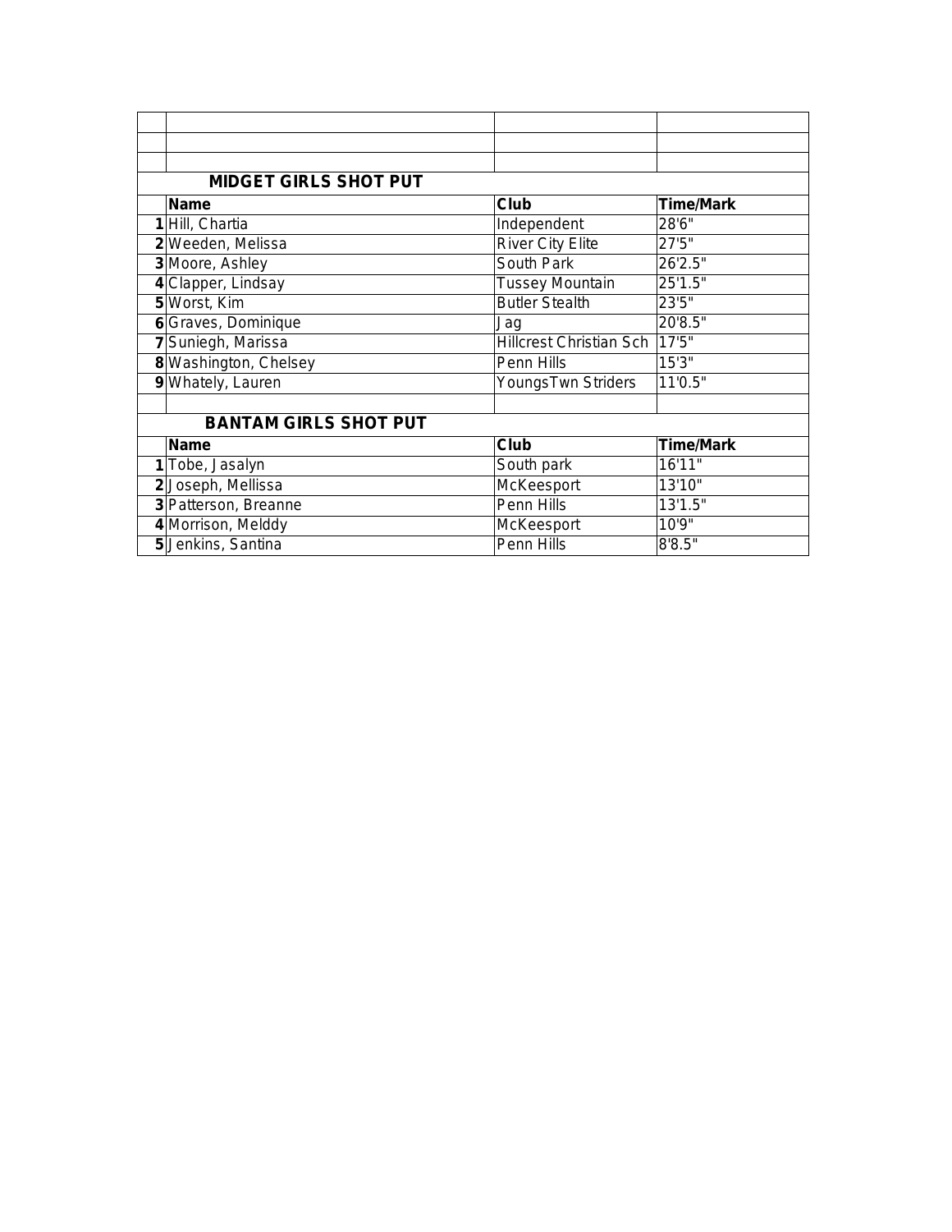## MIDGET GIRLS SHOT PUT

| | Name | Club | Time/Mark |
|---|---|---|---|
| 1 | Hill, Chartia | Independent | 28'6" |
| 2 | Weeden, Melissa | River City Elite | 27'5" |
| 3 | Moore, Ashley | South Park | 26'2.5" |
| 4 | Clapper, Lindsay | Tussey Mountain | 25'1.5" |
| 5 | Worst, Kim | Butler Stealth | 23'5" |
| 6 | Graves, Dominique | Jag | 20'8.5" |
| 7 | Suniegh, Marissa | Hillcrest Christian Sch | 17'5" |
| 8 | Washington, Chelsey | Penn Hills | 15'3" |
| 9 | Whately, Lauren | YoungsTwn Striders | 11'0.5" |

## BANTAM GIRLS SHOT PUT

| | Name | Club | Time/Mark |
|---|---|---|---|
| 1 | Tobe, Jasalyn | South park | 16'11" |
| 2 | Joseph, Mellissa | McKeesport | 13'10" |
| 3 | Patterson, Breanne | Penn Hills | 13'1.5" |
| 4 | Morrison, Melddy | McKeesport | 10'9" |
| 5 | Jenkins, Santina | Penn Hills | 8'8.5" |